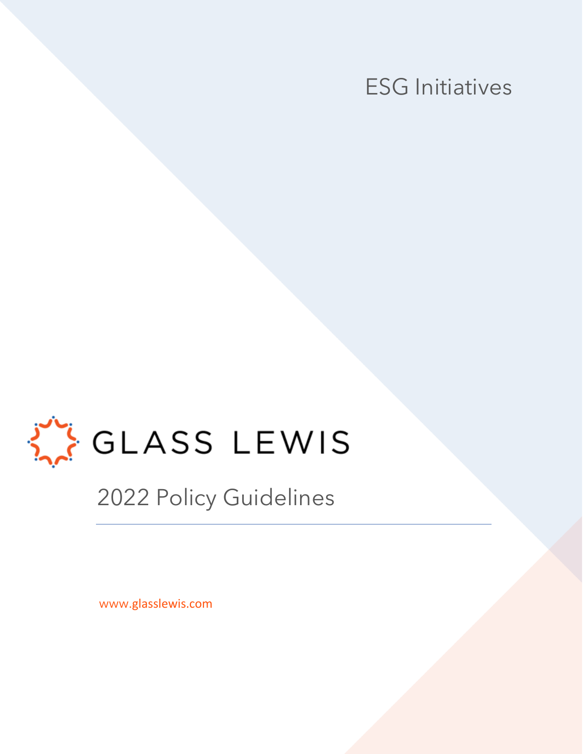ESG Initiatives

GLASS LEWIS

# 2022 Policy Guidelines

www.glasslewis.com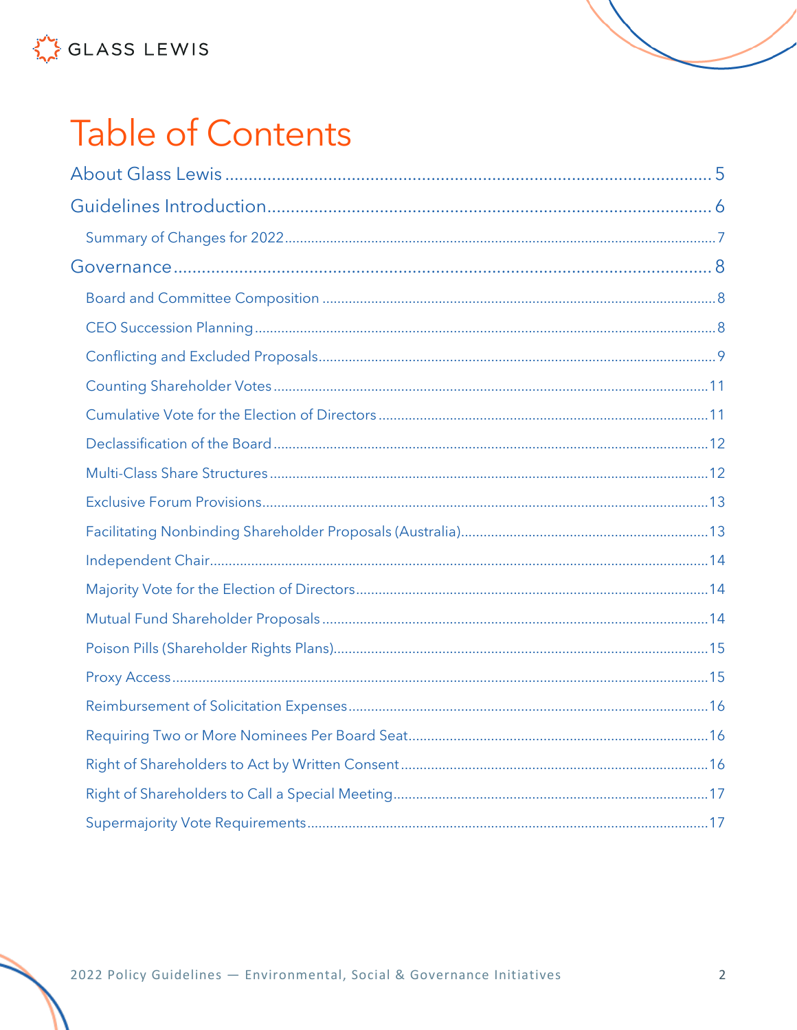# Table of Contents

About Glass Lewis .......... 5

Guidelines Introduction .......... 6

- Summary of Changes for 2022 .......... 7

Governance .......... 8

- Board and Committee Composition .......... 8
- CEO Succession Planning .......... 8
- Conflicting and Excluded Proposals .......... 9
- Counting Shareholder Votes .......... 11
- Cumulative Vote for the Election of Directors .......... 11
- Declassification of the Board .......... 12
- Multi-Class Share Structures .......... 12
- Exclusive Forum Provisions .......... 13
- Facilitating Nonbinding Shareholder Proposals (Australia) .......... 13
- Independent Chair .......... 14
- Majority Vote for the Election of Directors .......... 14
- Mutual Fund Shareholder Proposals .......... 14
- Poison Pills (Shareholder Rights Plans) .......... 15
- Proxy Access .......... 15
- Reimbursement of Solicitation Expenses .......... 16
- Requiring Two or More Nominees Per Board Seat .......... 16
- Right of Shareholders to Act by Written Consent .......... 16
- Right of Shareholders to Call a Special Meeting .......... 17
- Supermajority Vote Requirements .......... 17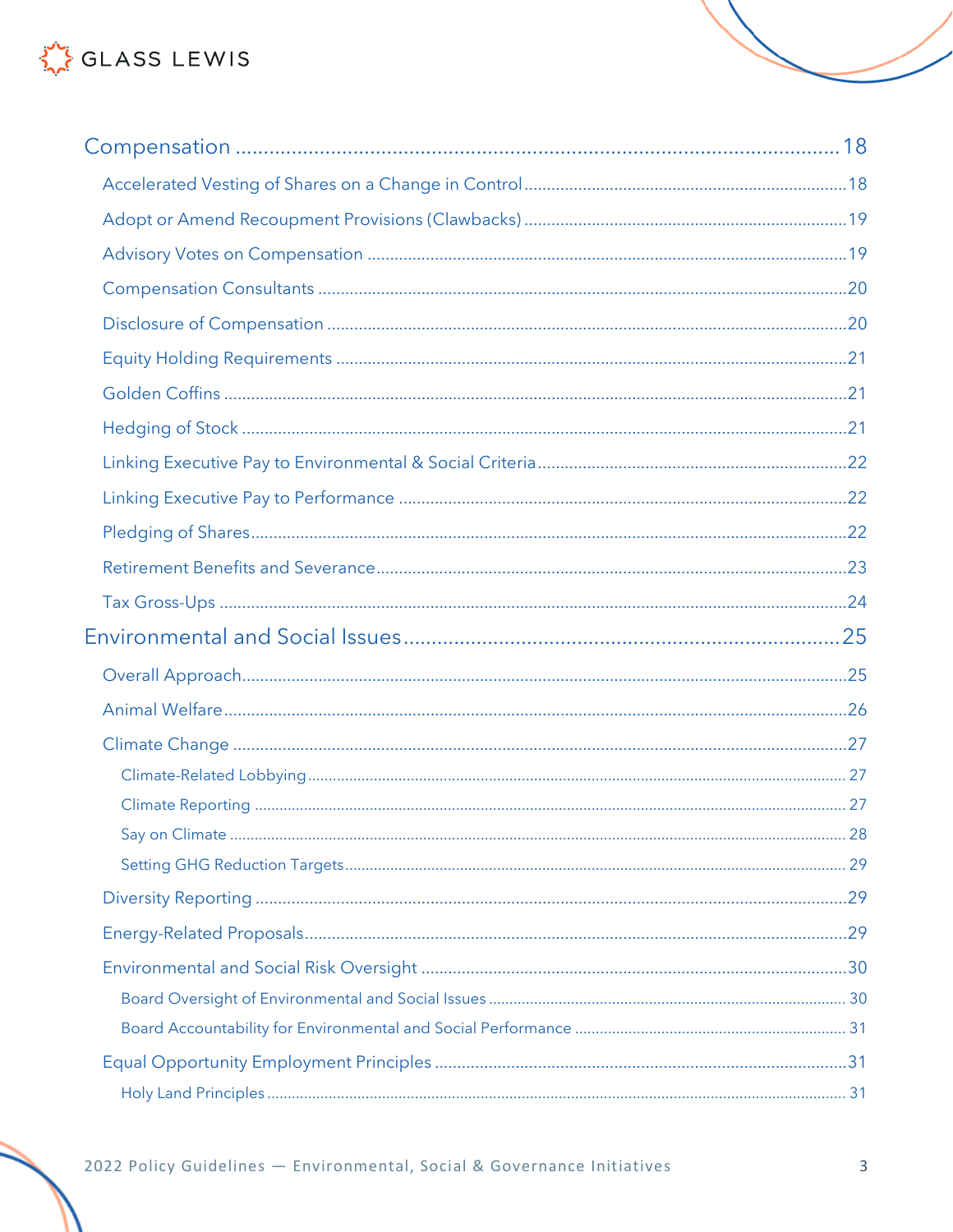- [Compensation](#) ........ 18
  - Accelerated Vesting of Shares on a Change in Control ........ 18
  - Adopt or Amend Recoupment Provisions (Clawbacks) ........ 19
  - Advisory Votes on Compensation ........ 19
  - Compensation Consultants ........ 20
  - Disclosure of Compensation ........ 20
  - Equity Holding Requirements ........ 21
  - Golden Coffins ........ 21
  - Hedging of Stock ........ 21
  - Linking Executive Pay to Environmental & Social Criteria ........ 22
  - Linking Executive Pay to Performance ........ 22
  - Pledging of Shares ........ 22
  - Retirement Benefits and Severance ........ 23
  - Tax Gross-Ups ........ 24
- Environmental and Social Issues ........ 25
  - Overall Approach ........ 25
  - Animal Welfare ........ 26
  - Climate Change ........ 27
    - Climate-Related Lobbying ........ 27
    - Climate Reporting ........ 27
    - Say on Climate ........ 28
    - Setting GHG Reduction Targets ........ 29
  - Diversity Reporting ........ 29
  - Energy-Related Proposals ........ 29
  - Environmental and Social Risk Oversight ........ 30
    - Board Oversight of Environmental and Social Issues ........ 30
    - Board Accountability for Environmental and Social Performance ........ 31
  - Equal Opportunity Employment Principles ........ 31
    - Holy Land Principles ........ 31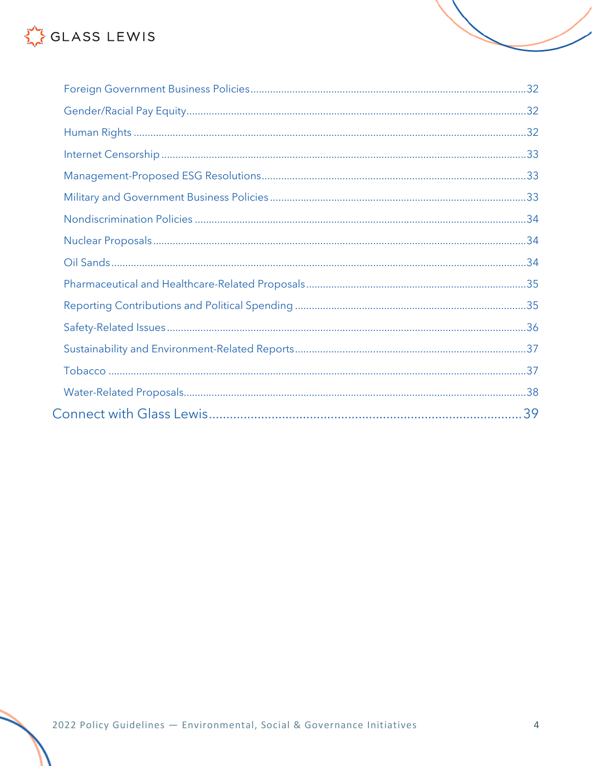Foreign Government Business Policies ........ 32

Gender/Racial Pay Equity ........ 32

Human Rights ........ 32

Internet Censorship ........ 33

Management-Proposed ESG Resolutions ........ 33

Military and Government Business Policies ........ 33

Nondiscrimination Policies ........ 34

Nuclear Proposals ........ 34

Oil Sands ........ 34

Pharmaceutical and Healthcare-Related Proposals ........ 35

Reporting Contributions and Political Spending ........ 35

Safety-Related Issues ........ 36

Sustainability and Environment-Related Reports ........ 37

Tobacco ........ 37

Water-Related Proposals ........ 38

Connect with Glass Lewis ........ 39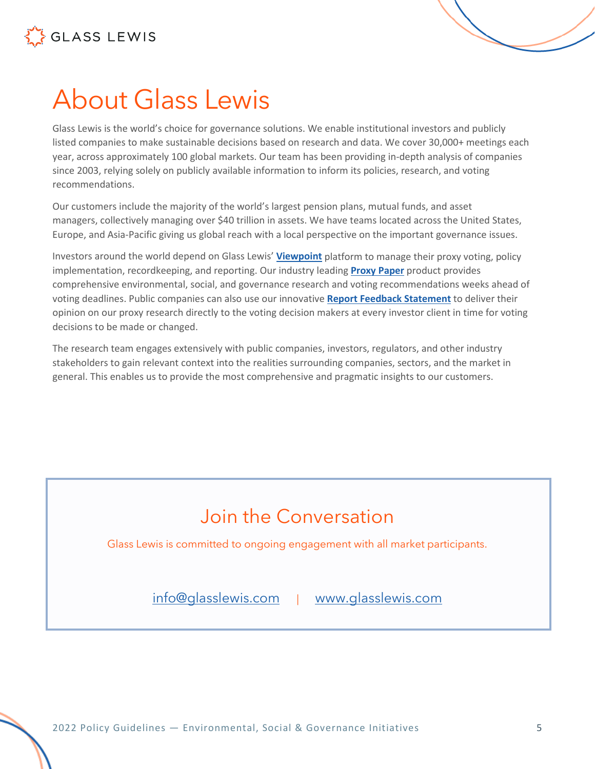# About Glass Lewis

Glass Lewis is the world's choice for governance solutions. We enable institutional investors and publicly listed companies to make sustainable decisions based on research and data. We cover 30,000+ meetings each year, across approximately 100 global markets. Our team has been providing in-depth analysis of companies since 2003, relying solely on publicly available information to inform its policies, research, and voting recommendations.

Our customers include the majority of the world's largest pension plans, mutual funds, and asset managers, collectively managing over $40 trillion in assets. We have teams located across the United States, Europe, and Asia-Pacific giving us global reach with a local perspective on the important governance issues.

Investors around the world depend on Glass Lewis' **Viewpoint** platform to manage their proxy voting, policy implementation, recordkeeping, and reporting. Our industry leading **Proxy Paper** product provides comprehensive environmental, social, and governance research and voting recommendations weeks ahead of voting deadlines. Public companies can also use our innovative **Report Feedback Statement** to deliver their opinion on our proxy research directly to the voting decision makers at every investor client in time for voting decisions to be made or changed.

The research team engages extensively with public companies, investors, regulators, and other industry stakeholders to gain relevant context into the realities surrounding companies, sectors, and the market in general. This enables us to provide the most comprehensive and pragmatic insights to our customers.

## Join the Conversation

Glass Lewis is committed to ongoing engagement with all market participants.

info@glasslewis.com | www.glasslewis.com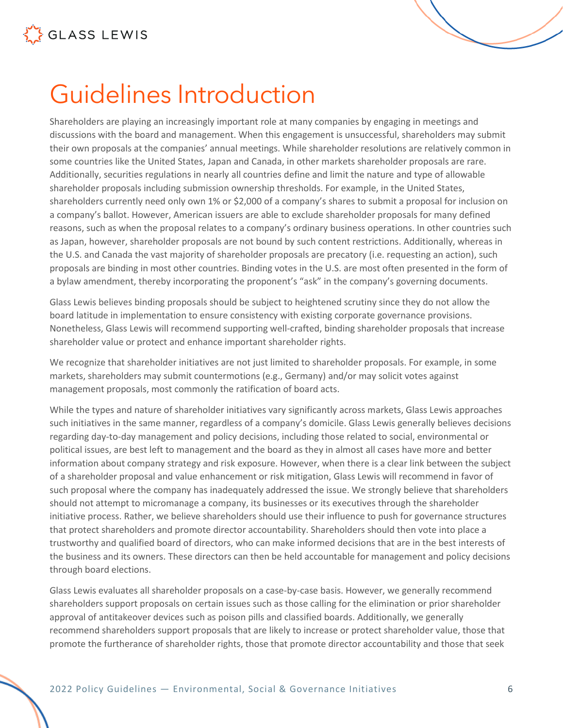# Guidelines Introduction

Shareholders are playing an increasingly important role at many companies by engaging in meetings and discussions with the board and management. When this engagement is unsuccessful, shareholders may submit their own proposals at the companies' annual meetings. While shareholder resolutions are relatively common in some countries like the United States, Japan and Canada, in other markets shareholder proposals are rare. Additionally, securities regulations in nearly all countries define and limit the nature and type of allowable shareholder proposals including submission ownership thresholds. For example, in the United States, shareholders currently need only own 1% or $2,000 of a company's shares to submit a proposal for inclusion on a company's ballot. However, American issuers are able to exclude shareholder proposals for many defined reasons, such as when the proposal relates to a company's ordinary business operations. In other countries such as Japan, however, shareholder proposals are not bound by such content restrictions. Additionally, whereas in the U.S. and Canada the vast majority of shareholder proposals are precatory (i.e. requesting an action), such proposals are binding in most other countries. Binding votes in the U.S. are most often presented in the form of a bylaw amendment, thereby incorporating the proponent's "ask" in the company's governing documents.

Glass Lewis believes binding proposals should be subject to heightened scrutiny since they do not allow the board latitude in implementation to ensure consistency with existing corporate governance provisions. Nonetheless, Glass Lewis will recommend supporting well-crafted, binding shareholder proposals that increase shareholder value or protect and enhance important shareholder rights.

We recognize that shareholder initiatives are not just limited to shareholder proposals. For example, in some markets, shareholders may submit countermotions (e.g., Germany) and/or may solicit votes against management proposals, most commonly the ratification of board acts.

While the types and nature of shareholder initiatives vary significantly across markets, Glass Lewis approaches such initiatives in the same manner, regardless of a company's domicile. Glass Lewis generally believes decisions regarding day-to-day management and policy decisions, including those related to social, environmental or political issues, are best left to management and the board as they in almost all cases have more and better information about company strategy and risk exposure. However, when there is a clear link between the subject of a shareholder proposal and value enhancement or risk mitigation, Glass Lewis will recommend in favor of such proposal where the company has inadequately addressed the issue. We strongly believe that shareholders should not attempt to micromanage a company, its businesses or its executives through the shareholder initiative process. Rather, we believe shareholders should use their influence to push for governance structures that protect shareholders and promote director accountability. Shareholders should then vote into place a trustworthy and qualified board of directors, who can make informed decisions that are in the best interests of the business and its owners. These directors can then be held accountable for management and policy decisions through board elections.

Glass Lewis evaluates all shareholder proposals on a case-by-case basis. However, we generally recommend shareholders support proposals on certain issues such as those calling for the elimination or prior shareholder approval of antitakeover devices such as poison pills and classified boards. Additionally, we generally recommend shareholders support proposals that are likely to increase or protect shareholder value, those that promote the furtherance of shareholder rights, those that promote director accountability and those that seek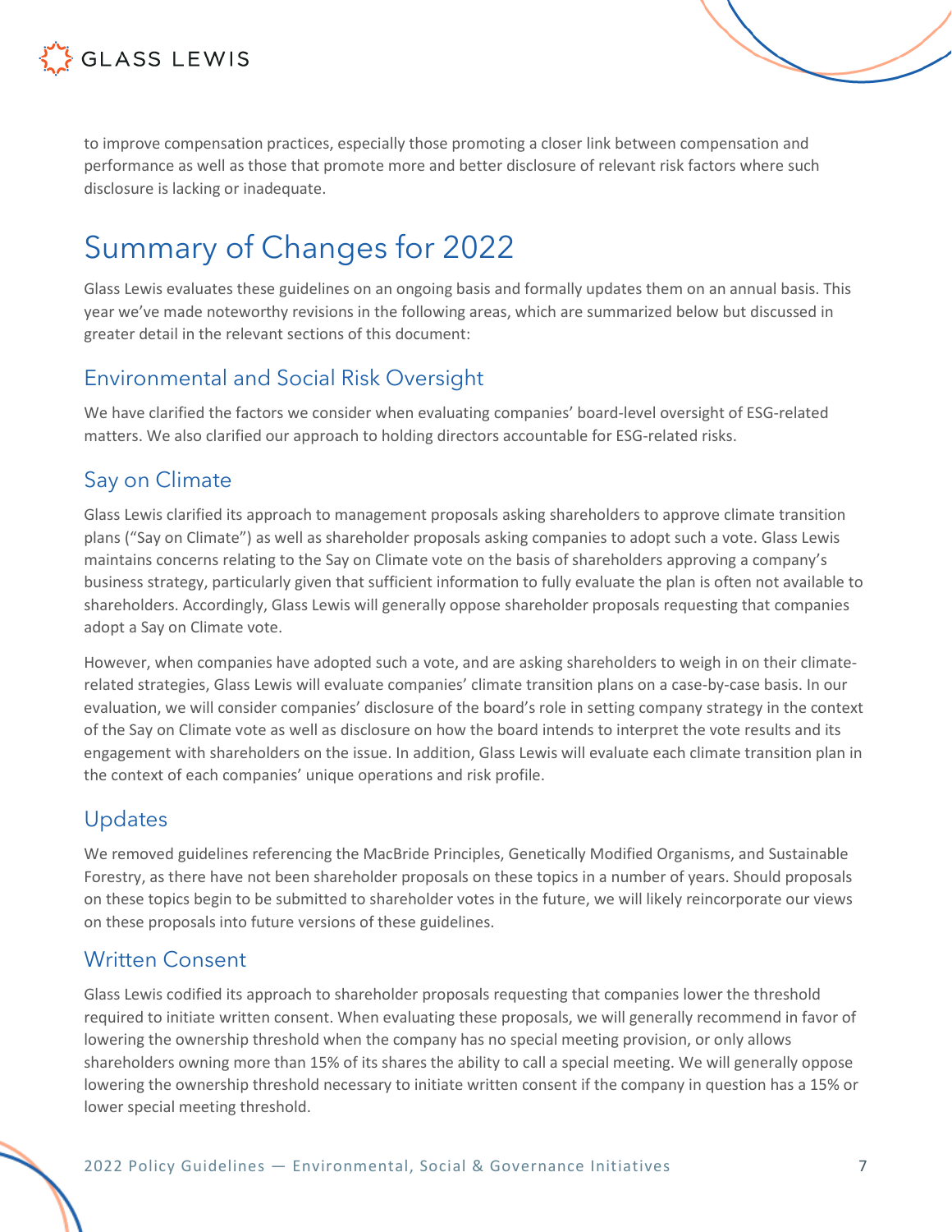to improve compensation practices, especially those promoting a closer link between compensation and performance as well as those that promote more and better disclosure of relevant risk factors where such disclosure is lacking or inadequate.

# Summary of Changes for 2022

Glass Lewis evaluates these guidelines on an ongoing basis and formally updates them on an annual basis. This year we've made noteworthy revisions in the following areas, which are summarized below but discussed in greater detail in the relevant sections of this document:

## Environmental and Social Risk Oversight

We have clarified the factors we consider when evaluating companies' board-level oversight of ESG-related matters. We also clarified our approach to holding directors accountable for ESG-related risks.

## Say on Climate

Glass Lewis clarified its approach to management proposals asking shareholders to approve climate transition plans ("Say on Climate") as well as shareholder proposals asking companies to adopt such a vote. Glass Lewis maintains concerns relating to the Say on Climate vote on the basis of shareholders approving a company's business strategy, particularly given that sufficient information to fully evaluate the plan is often not available to shareholders. Accordingly, Glass Lewis will generally oppose shareholder proposals requesting that companies adopt a Say on Climate vote.

However, when companies have adopted such a vote, and are asking shareholders to weigh in on their climate-related strategies, Glass Lewis will evaluate companies' climate transition plans on a case-by-case basis. In our evaluation, we will consider companies' disclosure of the board's role in setting company strategy in the context of the Say on Climate vote as well as disclosure on how the board intends to interpret the vote results and its engagement with shareholders on the issue. In addition, Glass Lewis will evaluate each climate transition plan in the context of each companies' unique operations and risk profile.

## Updates

We removed guidelines referencing the MacBride Principles, Genetically Modified Organisms, and Sustainable Forestry, as there have not been shareholder proposals on these topics in a number of years. Should proposals on these topics begin to be submitted to shareholder votes in the future, we will likely reincorporate our views on these proposals into future versions of these guidelines.

## Written Consent

Glass Lewis codified its approach to shareholder proposals requesting that companies lower the threshold required to initiate written consent. When evaluating these proposals, we will generally recommend in favor of lowering the ownership threshold when the company has no special meeting provision, or only allows shareholders owning more than 15% of its shares the ability to call a special meeting. We will generally oppose lowering the ownership threshold necessary to initiate written consent if the company in question has a 15% or lower special meeting threshold.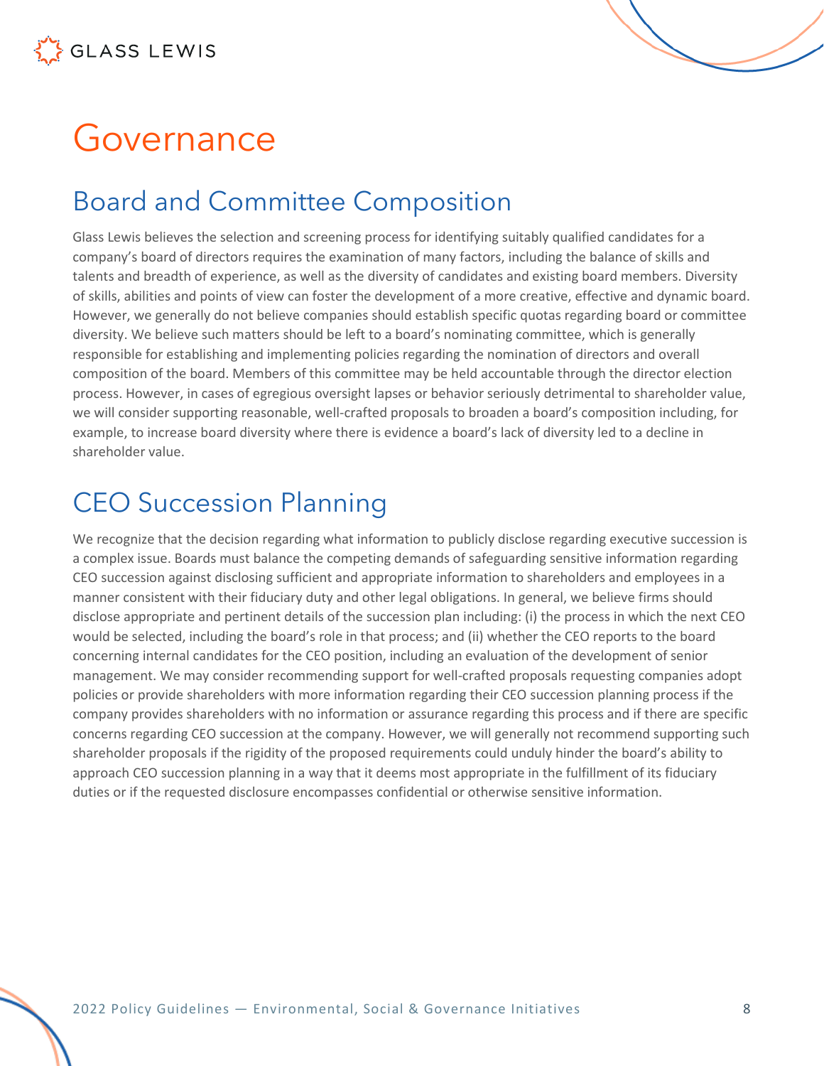# Governance

## Board and Committee Composition

Glass Lewis believes the selection and screening process for identifying suitably qualified candidates for a company's board of directors requires the examination of many factors, including the balance of skills and talents and breadth of experience, as well as the diversity of candidates and existing board members. Diversity of skills, abilities and points of view can foster the development of a more creative, effective and dynamic board. However, we generally do not believe companies should establish specific quotas regarding board or committee diversity. We believe such matters should be left to a board's nominating committee, which is generally responsible for establishing and implementing policies regarding the nomination of directors and overall composition of the board. Members of this committee may be held accountable through the director election process. However, in cases of egregious oversight lapses or behavior seriously detrimental to shareholder value, we will consider supporting reasonable, well-crafted proposals to broaden a board's composition including, for example, to increase board diversity where there is evidence a board's lack of diversity led to a decline in shareholder value.

## CEO Succession Planning

We recognize that the decision regarding what information to publicly disclose regarding executive succession is a complex issue. Boards must balance the competing demands of safeguarding sensitive information regarding CEO succession against disclosing sufficient and appropriate information to shareholders and employees in a manner consistent with their fiduciary duty and other legal obligations. In general, we believe firms should disclose appropriate and pertinent details of the succession plan including: (i) the process in which the next CEO would be selected, including the board's role in that process; and (ii) whether the CEO reports to the board concerning internal candidates for the CEO position, including an evaluation of the development of senior management. We may consider recommending support for well-crafted proposals requesting companies adopt policies or provide shareholders with more information regarding their CEO succession planning process if the company provides shareholders with no information or assurance regarding this process and if there are specific concerns regarding CEO succession at the company. However, we will generally not recommend supporting such shareholder proposals if the rigidity of the proposed requirements could unduly hinder the board's ability to approach CEO succession planning in a way that it deems most appropriate in the fulfillment of its fiduciary duties or if the requested disclosure encompasses confidential or otherwise sensitive information.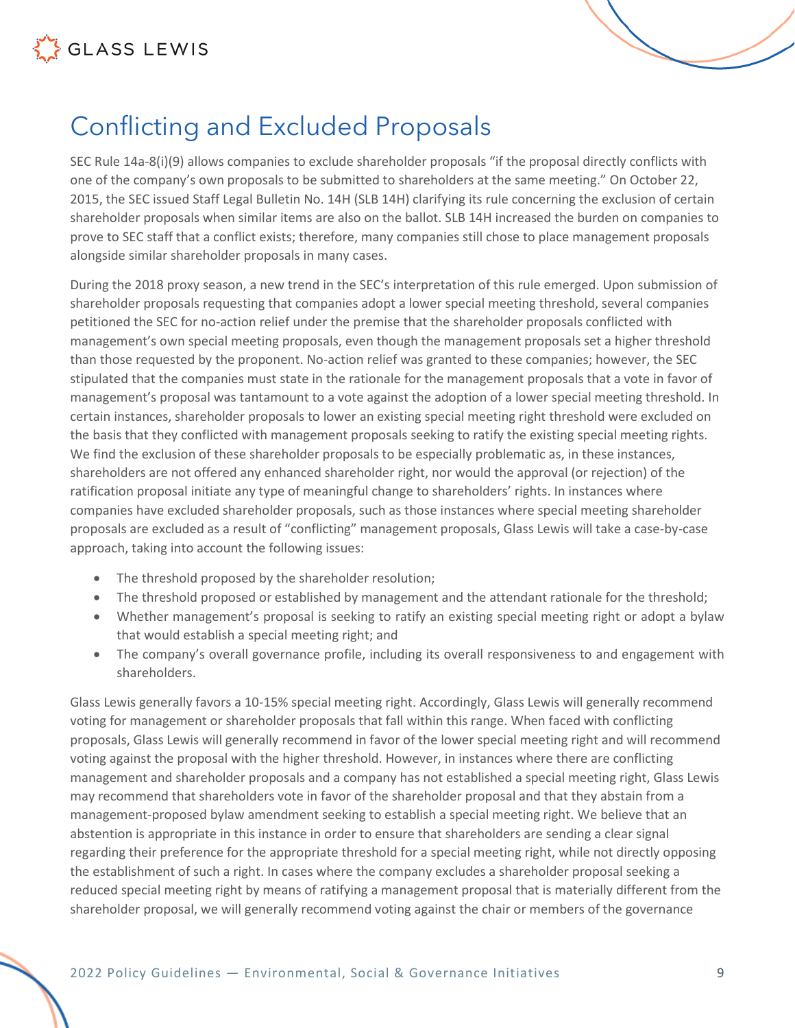# Conflicting and Excluded Proposals

SEC Rule 14a-8(i)(9) allows companies to exclude shareholder proposals "if the proposal directly conflicts with one of the company's own proposals to be submitted to shareholders at the same meeting." On October 22, 2015, the SEC issued Staff Legal Bulletin No. 14H (SLB 14H) clarifying its rule concerning the exclusion of certain shareholder proposals when similar items are also on the ballot. SLB 14H increased the burden on companies to prove to SEC staff that a conflict exists; therefore, many companies still chose to place management proposals alongside similar shareholder proposals in many cases.

During the 2018 proxy season, a new trend in the SEC's interpretation of this rule emerged. Upon submission of shareholder proposals requesting that companies adopt a lower special meeting threshold, several companies petitioned the SEC for no-action relief under the premise that the shareholder proposals conflicted with management's own special meeting proposals, even though the management proposals set a higher threshold than those requested by the proponent. No-action relief was granted to these companies; however, the SEC stipulated that the companies must state in the rationale for the management proposals that a vote in favor of management's proposal was tantamount to a vote against the adoption of a lower special meeting threshold. In certain instances, shareholder proposals to lower an existing special meeting right threshold were excluded on the basis that they conflicted with management proposals seeking to ratify the existing special meeting rights. We find the exclusion of these shareholder proposals to be especially problematic as, in these instances, shareholders are not offered any enhanced shareholder right, nor would the approval (or rejection) of the ratification proposal initiate any type of meaningful change to shareholders' rights. In instances where companies have excluded shareholder proposals, such as those instances where special meeting shareholder proposals are excluded as a result of "conflicting" management proposals, Glass Lewis will take a case-by-case approach, taking into account the following issues:

- The threshold proposed by the shareholder resolution;
- The threshold proposed or established by management and the attendant rationale for the threshold;
- Whether management's proposal is seeking to ratify an existing special meeting right or adopt a bylaw that would establish a special meeting right; and
- The company's overall governance profile, including its overall responsiveness to and engagement with shareholders.

Glass Lewis generally favors a 10-15% special meeting right. Accordingly, Glass Lewis will generally recommend voting for management or shareholder proposals that fall within this range. When faced with conflicting proposals, Glass Lewis will generally recommend in favor of the lower special meeting right and will recommend voting against the proposal with the higher threshold. However, in instances where there are conflicting management and shareholder proposals and a company has not established a special meeting right, Glass Lewis may recommend that shareholders vote in favor of the shareholder proposal and that they abstain from a management-proposed bylaw amendment seeking to establish a special meeting right. We believe that an abstention is appropriate in this instance in order to ensure that shareholders are sending a clear signal regarding their preference for the appropriate threshold for a special meeting right, while not directly opposing the establishment of such a right. In cases where the company excludes a shareholder proposal seeking a reduced special meeting right by means of ratifying a management proposal that is materially different from the shareholder proposal, we will generally recommend voting against the chair or members of the governance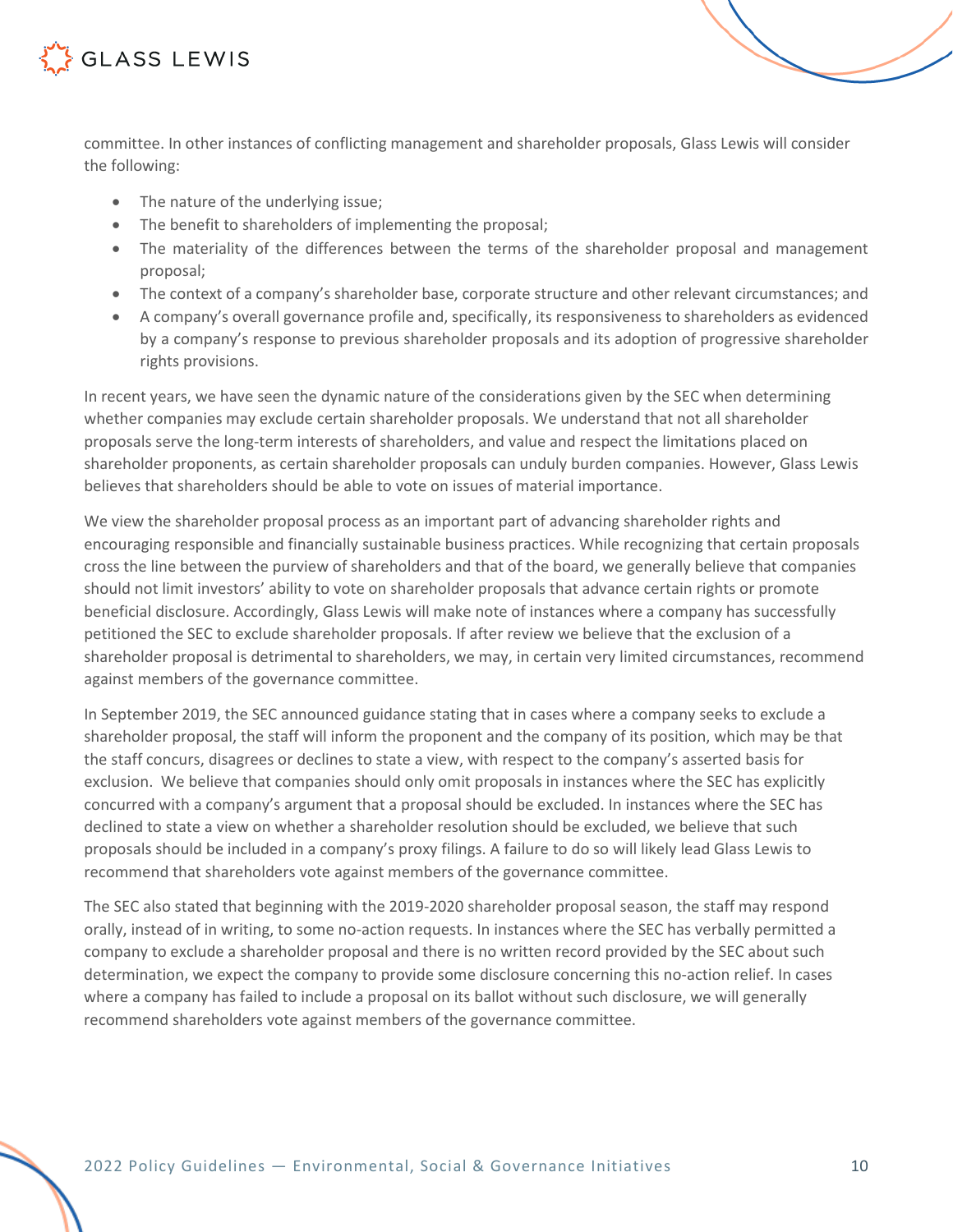committee. In other instances of conflicting management and shareholder proposals, Glass Lewis will consider the following:

- The nature of the underlying issue;
- The benefit to shareholders of implementing the proposal;
- The materiality of the differences between the terms of the shareholder proposal and management proposal;
- The context of a company's shareholder base, corporate structure and other relevant circumstances; and
- A company's overall governance profile and, specifically, its responsiveness to shareholders as evidenced by a company's response to previous shareholder proposals and its adoption of progressive shareholder rights provisions.

In recent years, we have seen the dynamic nature of the considerations given by the SEC when determining whether companies may exclude certain shareholder proposals. We understand that not all shareholder proposals serve the long-term interests of shareholders, and value and respect the limitations placed on shareholder proponents, as certain shareholder proposals can unduly burden companies. However, Glass Lewis believes that shareholders should be able to vote on issues of material importance.

We view the shareholder proposal process as an important part of advancing shareholder rights and encouraging responsible and financially sustainable business practices. While recognizing that certain proposals cross the line between the purview of shareholders and that of the board, we generally believe that companies should not limit investors' ability to vote on shareholder proposals that advance certain rights or promote beneficial disclosure. Accordingly, Glass Lewis will make note of instances where a company has successfully petitioned the SEC to exclude shareholder proposals. If after review we believe that the exclusion of a shareholder proposal is detrimental to shareholders, we may, in certain very limited circumstances, recommend against members of the governance committee.

In September 2019, the SEC announced guidance stating that in cases where a company seeks to exclude a shareholder proposal, the staff will inform the proponent and the company of its position, which may be that the staff concurs, disagrees or declines to state a view, with respect to the company's asserted basis for exclusion. We believe that companies should only omit proposals in instances where the SEC has explicitly concurred with a company's argument that a proposal should be excluded. In instances where the SEC has declined to state a view on whether a shareholder resolution should be excluded, we believe that such proposals should be included in a company's proxy filings. A failure to do so will likely lead Glass Lewis to recommend that shareholders vote against members of the governance committee.

The SEC also stated that beginning with the 2019-2020 shareholder proposal season, the staff may respond orally, instead of in writing, to some no-action requests. In instances where the SEC has verbally permitted a company to exclude a shareholder proposal and there is no written record provided by the SEC about such determination, we expect the company to provide some disclosure concerning this no-action relief. In cases where a company has failed to include a proposal on its ballot without such disclosure, we will generally recommend shareholders vote against members of the governance committee.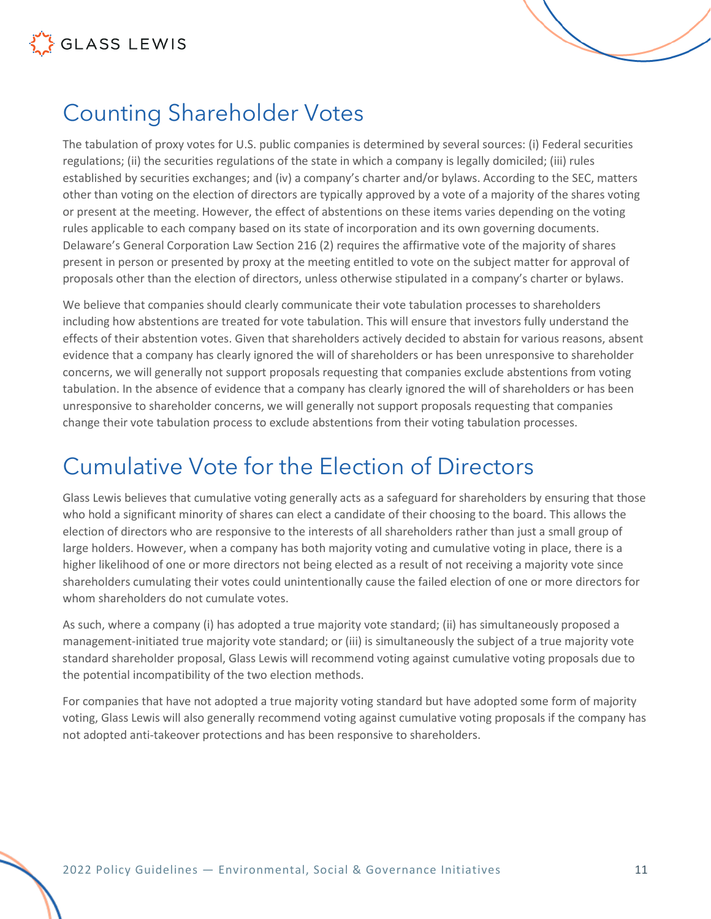## Counting Shareholder Votes

The tabulation of proxy votes for U.S. public companies is determined by several sources: (i) Federal securities regulations; (ii) the securities regulations of the state in which a company is legally domiciled; (iii) rules established by securities exchanges; and (iv) a company's charter and/or bylaws. According to the SEC, matters other than voting on the election of directors are typically approved by a vote of a majority of the shares voting or present at the meeting. However, the effect of abstentions on these items varies depending on the voting rules applicable to each company based on its state of incorporation and its own governing documents. Delaware's General Corporation Law Section 216 (2) requires the affirmative vote of the majority of shares present in person or presented by proxy at the meeting entitled to vote on the subject matter for approval of proposals other than the election of directors, unless otherwise stipulated in a company's charter or bylaws.

We believe that companies should clearly communicate their vote tabulation processes to shareholders including how abstentions are treated for vote tabulation. This will ensure that investors fully understand the effects of their abstention votes. Given that shareholders actively decided to abstain for various reasons, absent evidence that a company has clearly ignored the will of shareholders or has been unresponsive to shareholder concerns, we will generally not support proposals requesting that companies exclude abstentions from voting tabulation. In the absence of evidence that a company has clearly ignored the will of shareholders or has been unresponsive to shareholder concerns, we will generally not support proposals requesting that companies change their vote tabulation process to exclude abstentions from their voting tabulation processes.

## Cumulative Vote for the Election of Directors

Glass Lewis believes that cumulative voting generally acts as a safeguard for shareholders by ensuring that those who hold a significant minority of shares can elect a candidate of their choosing to the board. This allows the election of directors who are responsive to the interests of all shareholders rather than just a small group of large holders. However, when a company has both majority voting and cumulative voting in place, there is a higher likelihood of one or more directors not being elected as a result of not receiving a majority vote since shareholders cumulating their votes could unintentionally cause the failed election of one or more directors for whom shareholders do not cumulate votes.

As such, where a company (i) has adopted a true majority vote standard; (ii) has simultaneously proposed a management-initiated true majority vote standard; or (iii) is simultaneously the subject of a true majority vote standard shareholder proposal, Glass Lewis will recommend voting against cumulative voting proposals due to the potential incompatibility of the two election methods.

For companies that have not adopted a true majority voting standard but have adopted some form of majority voting, Glass Lewis will also generally recommend voting against cumulative voting proposals if the company has not adopted anti-takeover protections and has been responsive to shareholders.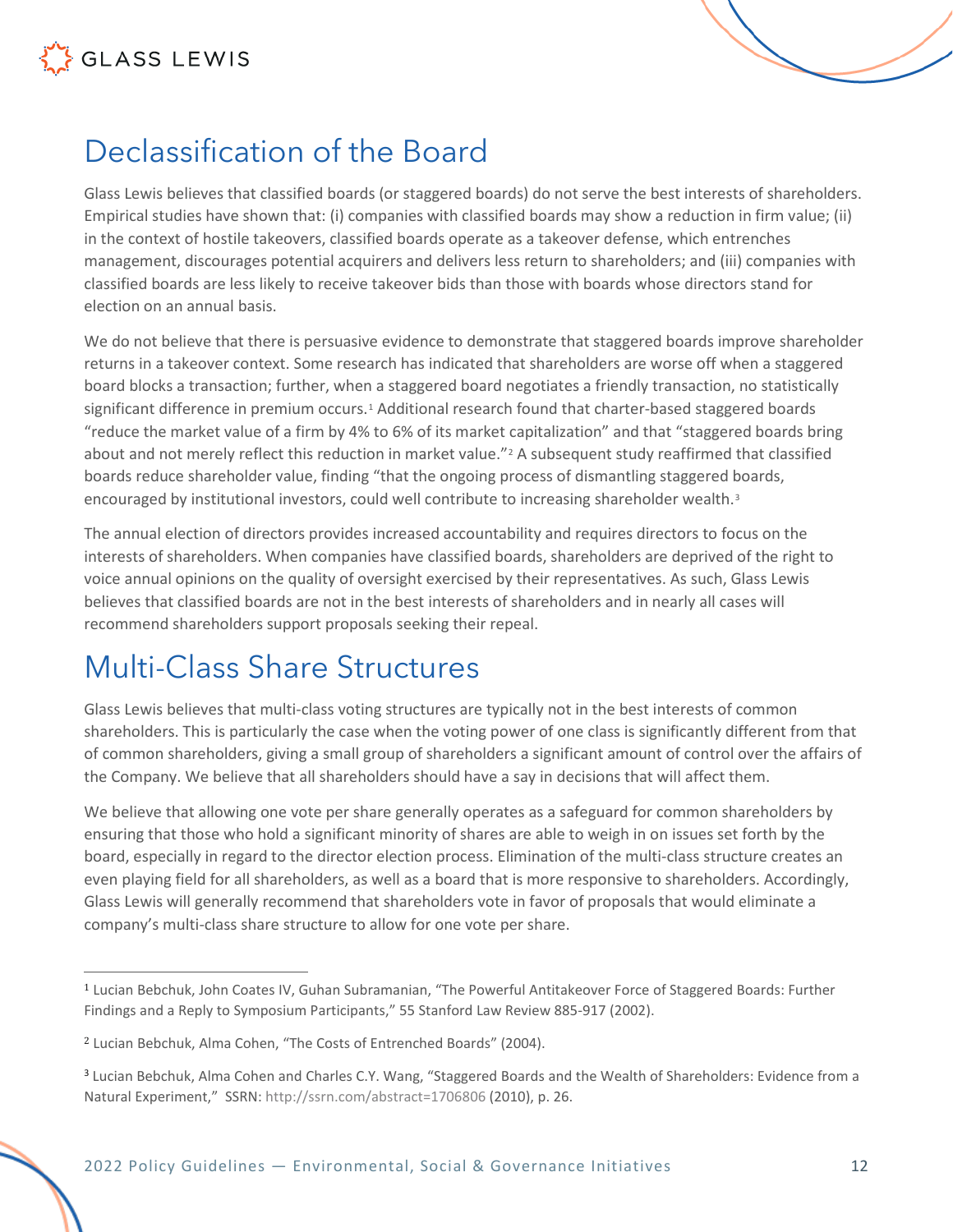# Declassification of the Board

Glass Lewis believes that classified boards (or staggered boards) do not serve the best interests of shareholders. Empirical studies have shown that: (i) companies with classified boards may show a reduction in firm value; (ii) in the context of hostile takeovers, classified boards operate as a takeover defense, which entrenches management, discourages potential acquirers and delivers less return to shareholders; and (iii) companies with classified boards are less likely to receive takeover bids than those with boards whose directors stand for election on an annual basis.

We do not believe that there is persuasive evidence to demonstrate that staggered boards improve shareholder returns in a takeover context. Some research has indicated that shareholders are worse off when a staggered board blocks a transaction; further, when a staggered board negotiates a friendly transaction, no statistically significant difference in premium occurs.[1] Additional research found that charter-based staggered boards "reduce the market value of a firm by 4% to 6% of its market capitalization" and that "staggered boards bring about and not merely reflect this reduction in market value."[2] A subsequent study reaffirmed that classified boards reduce shareholder value, finding "that the ongoing process of dismantling staggered boards, encouraged by institutional investors, could well contribute to increasing shareholder wealth.[3]

The annual election of directors provides increased accountability and requires directors to focus on the interests of shareholders. When companies have classified boards, shareholders are deprived of the right to voice annual opinions on the quality of oversight exercised by their representatives. As such, Glass Lewis believes that classified boards are not in the best interests of shareholders and in nearly all cases will recommend shareholders support proposals seeking their repeal.

# Multi-Class Share Structures

Glass Lewis believes that multi-class voting structures are typically not in the best interests of common shareholders. This is particularly the case when the voting power of one class is significantly different from that of common shareholders, giving a small group of shareholders a significant amount of control over the affairs of the Company. We believe that all shareholders should have a say in decisions that will affect them.

We believe that allowing one vote per share generally operates as a safeguard for common shareholders by ensuring that those who hold a significant minority of shares are able to weigh in on issues set forth by the board, especially in regard to the director election process. Elimination of the multi-class structure creates an even playing field for all shareholders, as well as a board that is more responsive to shareholders. Accordingly, Glass Lewis will generally recommend that shareholders vote in favor of proposals that would eliminate a company's multi-class share structure to allow for one vote per share.

---

[1] Lucian Bebchuk, John Coates IV, Guhan Subramanian, "The Powerful Antitakeover Force of Staggered Boards: Further Findings and a Reply to Symposium Participants," 55 Stanford Law Review 885-917 (2002).

[2] Lucian Bebchuk, Alma Cohen, "The Costs of Entrenched Boards" (2004).

[3] Lucian Bebchuk, Alma Cohen and Charles C.Y. Wang, "Staggered Boards and the Wealth of Shareholders: Evidence from a Natural Experiment," SSRN: http://ssrn.com/abstract=1706806 (2010), p. 26.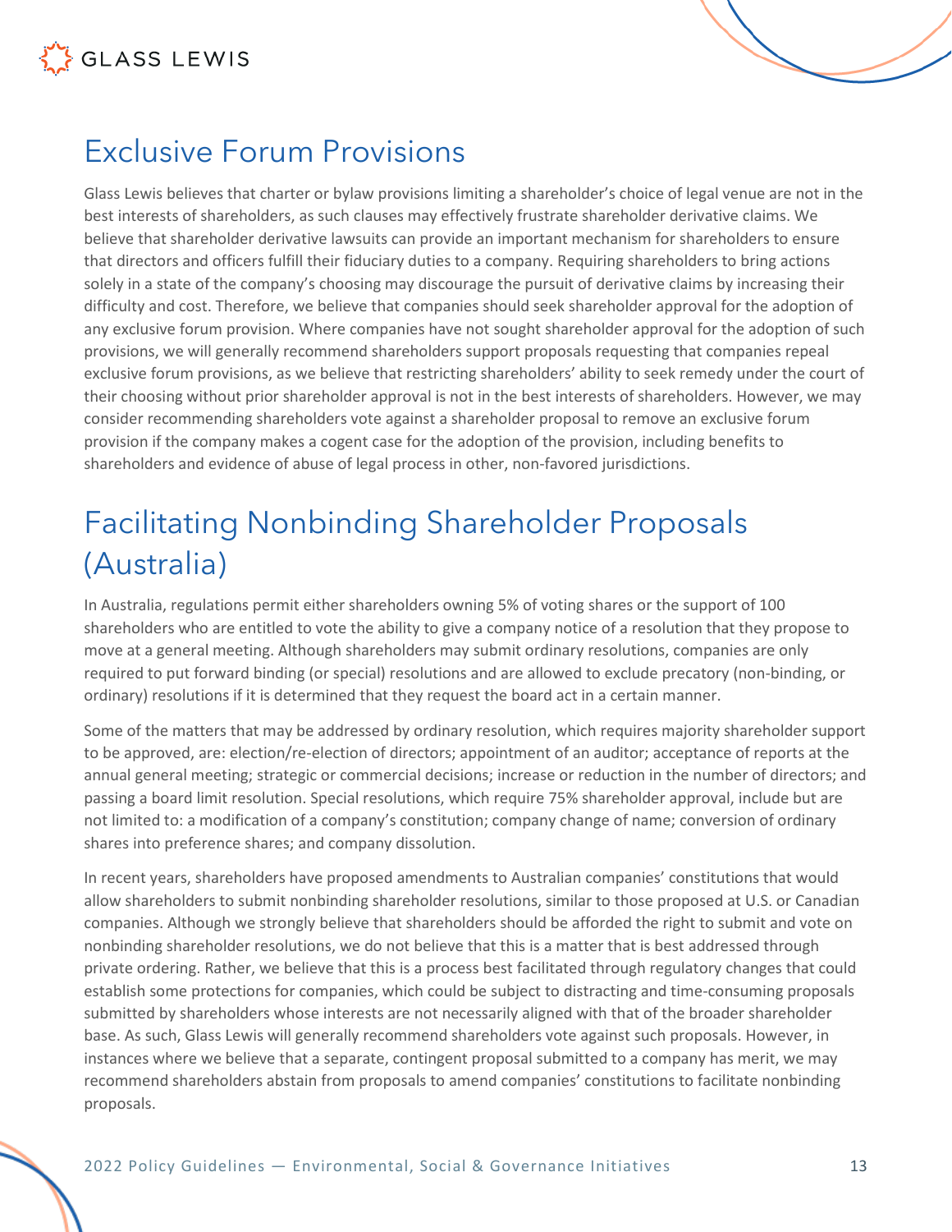## Exclusive Forum Provisions

Glass Lewis believes that charter or bylaw provisions limiting a shareholder's choice of legal venue are not in the best interests of shareholders, as such clauses may effectively frustrate shareholder derivative claims. We believe that shareholder derivative lawsuits can provide an important mechanism for shareholders to ensure that directors and officers fulfill their fiduciary duties to a company. Requiring shareholders to bring actions solely in a state of the company's choosing may discourage the pursuit of derivative claims by increasing their difficulty and cost. Therefore, we believe that companies should seek shareholder approval for the adoption of any exclusive forum provision. Where companies have not sought shareholder approval for the adoption of such provisions, we will generally recommend shareholders support proposals requesting that companies repeal exclusive forum provisions, as we believe that restricting shareholders' ability to seek remedy under the court of their choosing without prior shareholder approval is not in the best interests of shareholders. However, we may consider recommending shareholders vote against a shareholder proposal to remove an exclusive forum provision if the company makes a cogent case for the adoption of the provision, including benefits to shareholders and evidence of abuse of legal process in other, non-favored jurisdictions.

## Facilitating Nonbinding Shareholder Proposals (Australia)

In Australia, regulations permit either shareholders owning 5% of voting shares or the support of 100 shareholders who are entitled to vote the ability to give a company notice of a resolution that they propose to move at a general meeting. Although shareholders may submit ordinary resolutions, companies are only required to put forward binding (or special) resolutions and are allowed to exclude precatory (non-binding, or ordinary) resolutions if it is determined that they request the board act in a certain manner.

Some of the matters that may be addressed by ordinary resolution, which requires majority shareholder support to be approved, are: election/re-election of directors; appointment of an auditor; acceptance of reports at the annual general meeting; strategic or commercial decisions; increase or reduction in the number of directors; and passing a board limit resolution. Special resolutions, which require 75% shareholder approval, include but are not limited to: a modification of a company's constitution; company change of name; conversion of ordinary shares into preference shares; and company dissolution.

In recent years, shareholders have proposed amendments to Australian companies' constitutions that would allow shareholders to submit nonbinding shareholder resolutions, similar to those proposed at U.S. or Canadian companies. Although we strongly believe that shareholders should be afforded the right to submit and vote on nonbinding shareholder resolutions, we do not believe that this is a matter that is best addressed through private ordering. Rather, we believe that this is a process best facilitated through regulatory changes that could establish some protections for companies, which could be subject to distracting and time-consuming proposals submitted by shareholders whose interests are not necessarily aligned with that of the broader shareholder base. As such, Glass Lewis will generally recommend shareholders vote against such proposals. However, in instances where we believe that a separate, contingent proposal submitted to a company has merit, we may recommend shareholders abstain from proposals to amend companies' constitutions to facilitate nonbinding proposals.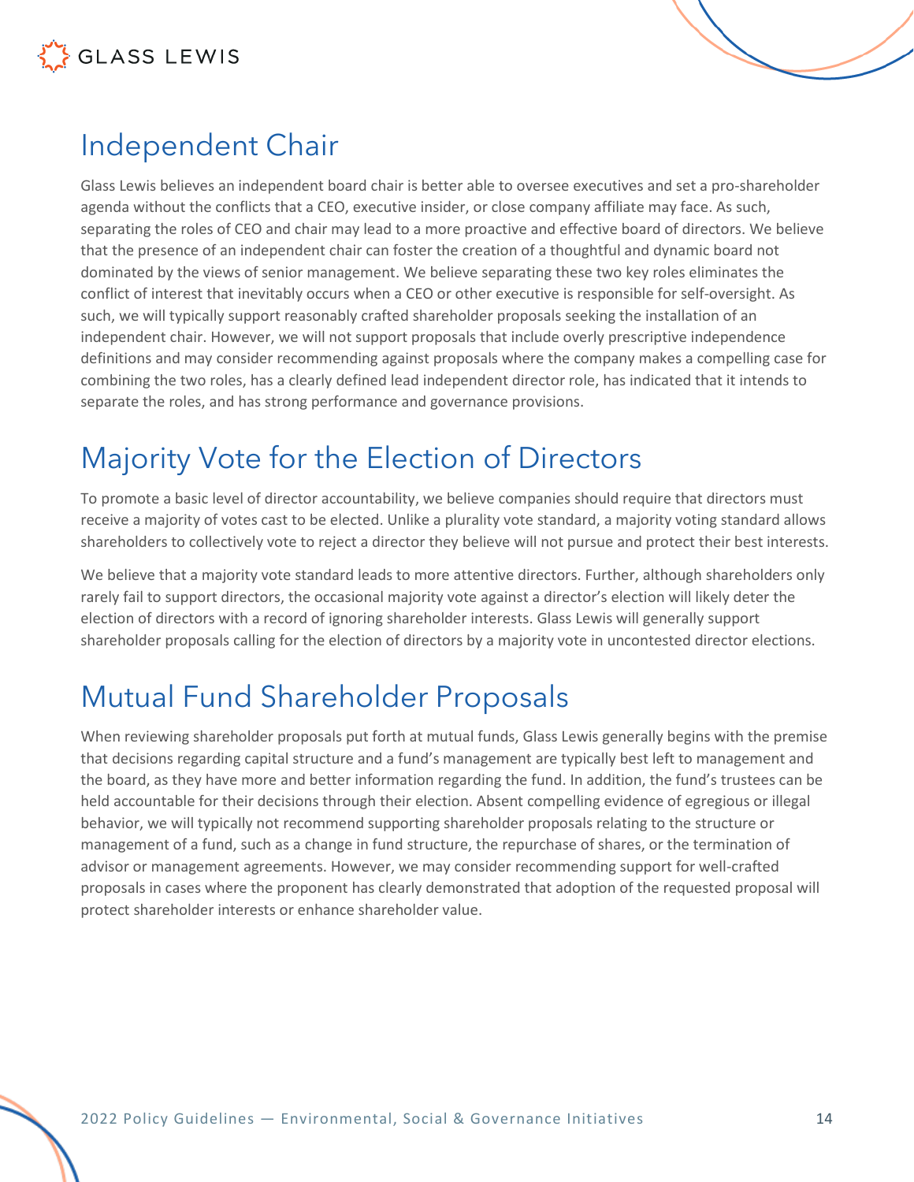## Independent Chair

Glass Lewis believes an independent board chair is better able to oversee executives and set a pro-shareholder agenda without the conflicts that a CEO, executive insider, or close company affiliate may face. As such, separating the roles of CEO and chair may lead to a more proactive and effective board of directors. We believe that the presence of an independent chair can foster the creation of a thoughtful and dynamic board not dominated by the views of senior management. We believe separating these two key roles eliminates the conflict of interest that inevitably occurs when a CEO or other executive is responsible for self-oversight. As such, we will typically support reasonably crafted shareholder proposals seeking the installation of an independent chair. However, we will not support proposals that include overly prescriptive independence definitions and may consider recommending against proposals where the company makes a compelling case for combining the two roles, has a clearly defined lead independent director role, has indicated that it intends to separate the roles, and has strong performance and governance provisions.

## Majority Vote for the Election of Directors

To promote a basic level of director accountability, we believe companies should require that directors must receive a majority of votes cast to be elected. Unlike a plurality vote standard, a majority voting standard allows shareholders to collectively vote to reject a director they believe will not pursue and protect their best interests.

We believe that a majority vote standard leads to more attentive directors. Further, although shareholders only rarely fail to support directors, the occasional majority vote against a director's election will likely deter the election of directors with a record of ignoring shareholder interests. Glass Lewis will generally support shareholder proposals calling for the election of directors by a majority vote in uncontested director elections.

## Mutual Fund Shareholder Proposals

When reviewing shareholder proposals put forth at mutual funds, Glass Lewis generally begins with the premise that decisions regarding capital structure and a fund's management are typically best left to management and the board, as they have more and better information regarding the fund. In addition, the fund's trustees can be held accountable for their decisions through their election. Absent compelling evidence of egregious or illegal behavior, we will typically not recommend supporting shareholder proposals relating to the structure or management of a fund, such as a change in fund structure, the repurchase of shares, or the termination of advisor or management agreements. However, we may consider recommending support for well-crafted proposals in cases where the proponent has clearly demonstrated that adoption of the requested proposal will protect shareholder interests or enhance shareholder value.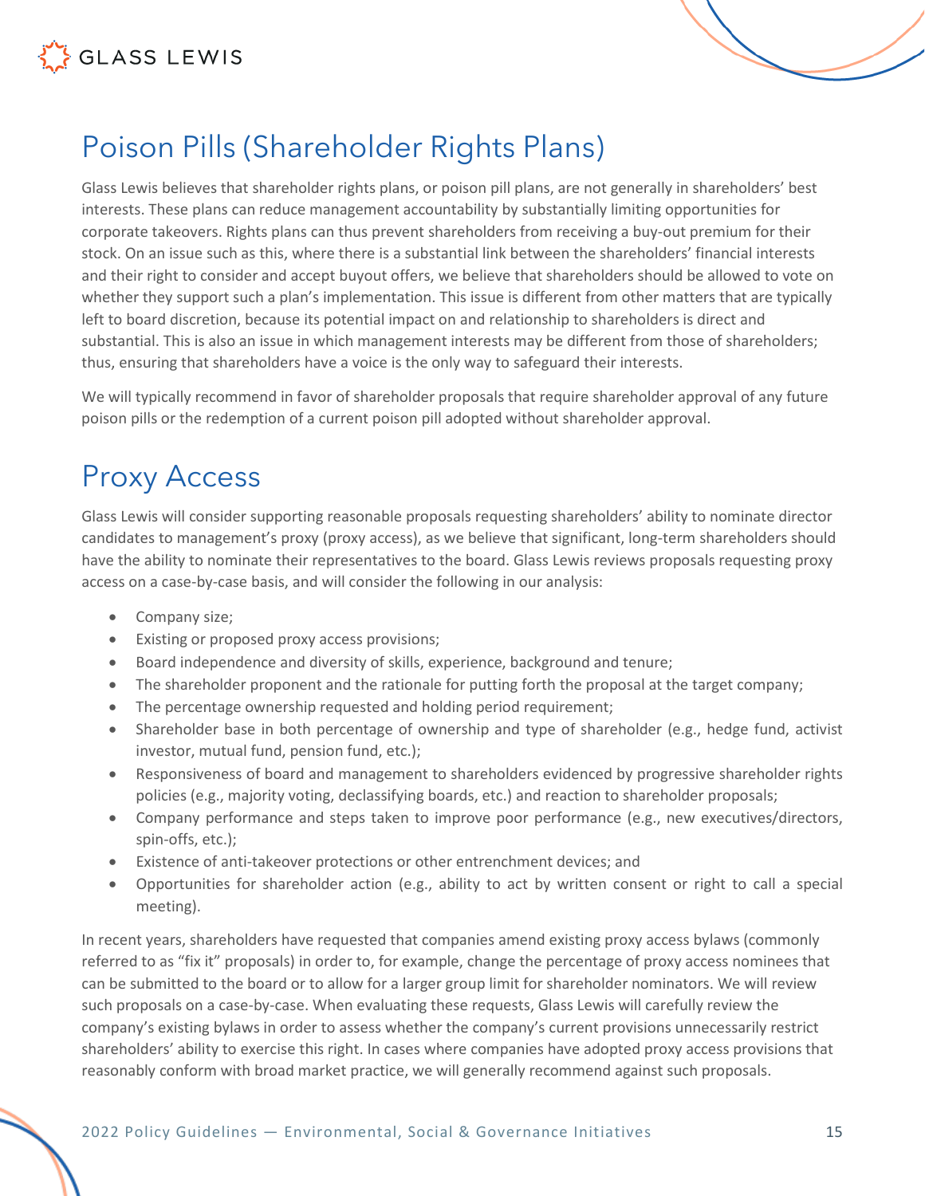# Poison Pills (Shareholder Rights Plans)

Glass Lewis believes that shareholder rights plans, or poison pill plans, are not generally in shareholders' best interests. These plans can reduce management accountability by substantially limiting opportunities for corporate takeovers. Rights plans can thus prevent shareholders from receiving a buy-out premium for their stock. On an issue such as this, where there is a substantial link between the shareholders' financial interests and their right to consider and accept buyout offers, we believe that shareholders should be allowed to vote on whether they support such a plan's implementation. This issue is different from other matters that are typically left to board discretion, because its potential impact on and relationship to shareholders is direct and substantial. This is also an issue in which management interests may be different from those of shareholders; thus, ensuring that shareholders have a voice is the only way to safeguard their interests.

We will typically recommend in favor of shareholder proposals that require shareholder approval of any future poison pills or the redemption of a current poison pill adopted without shareholder approval.

# Proxy Access

Glass Lewis will consider supporting reasonable proposals requesting shareholders' ability to nominate director candidates to management's proxy (proxy access), as we believe that significant, long-term shareholders should have the ability to nominate their representatives to the board. Glass Lewis reviews proposals requesting proxy access on a case-by-case basis, and will consider the following in our analysis:

- Company size;
- Existing or proposed proxy access provisions;
- Board independence and diversity of skills, experience, background and tenure;
- The shareholder proponent and the rationale for putting forth the proposal at the target company;
- The percentage ownership requested and holding period requirement;
- Shareholder base in both percentage of ownership and type of shareholder (e.g., hedge fund, activist investor, mutual fund, pension fund, etc.);
- Responsiveness of board and management to shareholders evidenced by progressive shareholder rights policies (e.g., majority voting, declassifying boards, etc.) and reaction to shareholder proposals;
- Company performance and steps taken to improve poor performance (e.g., new executives/directors, spin-offs, etc.);
- Existence of anti-takeover protections or other entrenchment devices; and
- Opportunities for shareholder action (e.g., ability to act by written consent or right to call a special meeting).

In recent years, shareholders have requested that companies amend existing proxy access bylaws (commonly referred to as "fix it" proposals) in order to, for example, change the percentage of proxy access nominees that can be submitted to the board or to allow for a larger group limit for shareholder nominators. We will review such proposals on a case-by-case. When evaluating these requests, Glass Lewis will carefully review the company's existing bylaws in order to assess whether the company's current provisions unnecessarily restrict shareholders' ability to exercise this right. In cases where companies have adopted proxy access provisions that reasonably conform with broad market practice, we will generally recommend against such proposals.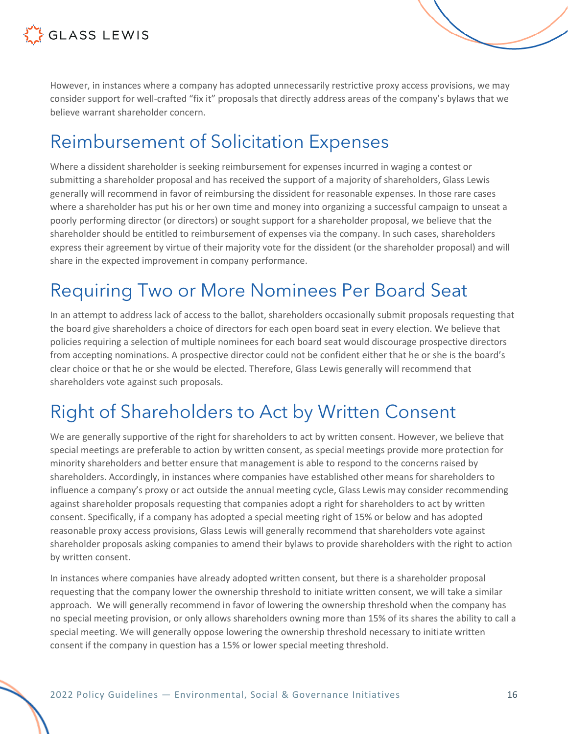However, in instances where a company has adopted unnecessarily restrictive proxy access provisions, we may consider support for well-crafted "fix it" proposals that directly address areas of the company's bylaws that we believe warrant shareholder concern.

# Reimbursement of Solicitation Expenses

Where a dissident shareholder is seeking reimbursement for expenses incurred in waging a contest or submitting a shareholder proposal and has received the support of a majority of shareholders, Glass Lewis generally will recommend in favor of reimbursing the dissident for reasonable expenses. In those rare cases where a shareholder has put his or her own time and money into organizing a successful campaign to unseat a poorly performing director (or directors) or sought support for a shareholder proposal, we believe that the shareholder should be entitled to reimbursement of expenses via the company. In such cases, shareholders express their agreement by virtue of their majority vote for the dissident (or the shareholder proposal) and will share in the expected improvement in company performance.

# Requiring Two or More Nominees Per Board Seat

In an attempt to address lack of access to the ballot, shareholders occasionally submit proposals requesting that the board give shareholders a choice of directors for each open board seat in every election. We believe that policies requiring a selection of multiple nominees for each board seat would discourage prospective directors from accepting nominations. A prospective director could not be confident either that he or she is the board's clear choice or that he or she would be elected. Therefore, Glass Lewis generally will recommend that shareholders vote against such proposals.

# Right of Shareholders to Act by Written Consent

We are generally supportive of the right for shareholders to act by written consent. However, we believe that special meetings are preferable to action by written consent, as special meetings provide more protection for minority shareholders and better ensure that management is able to respond to the concerns raised by shareholders. Accordingly, in instances where companies have established other means for shareholders to influence a company's proxy or act outside the annual meeting cycle, Glass Lewis may consider recommending against shareholder proposals requesting that companies adopt a right for shareholders to act by written consent. Specifically, if a company has adopted a special meeting right of 15% or below and has adopted reasonable proxy access provisions, Glass Lewis will generally recommend that shareholders vote against shareholder proposals asking companies to amend their bylaws to provide shareholders with the right to action by written consent.

In instances where companies have already adopted written consent, but there is a shareholder proposal requesting that the company lower the ownership threshold to initiate written consent, we will take a similar approach. We will generally recommend in favor of lowering the ownership threshold when the company has no special meeting provision, or only allows shareholders owning more than 15% of its shares the ability to call a special meeting. We will generally oppose lowering the ownership threshold necessary to initiate written consent if the company in question has a 15% or lower special meeting threshold.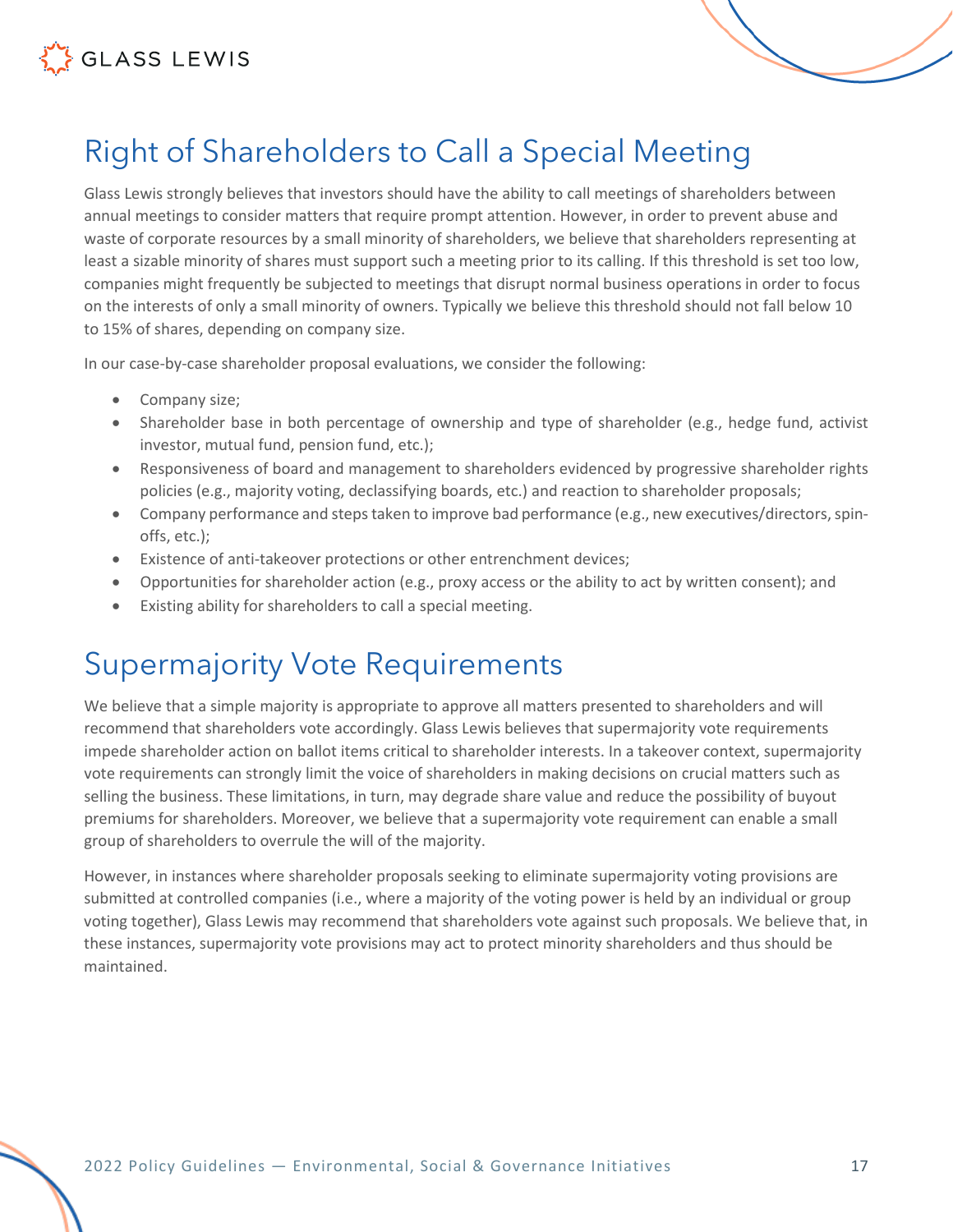# Right of Shareholders to Call a Special Meeting

Glass Lewis strongly believes that investors should have the ability to call meetings of shareholders between annual meetings to consider matters that require prompt attention. However, in order to prevent abuse and waste of corporate resources by a small minority of shareholders, we believe that shareholders representing at least a sizable minority of shares must support such a meeting prior to its calling. If this threshold is set too low, companies might frequently be subjected to meetings that disrupt normal business operations in order to focus on the interests of only a small minority of owners. Typically we believe this threshold should not fall below 10 to 15% of shares, depending on company size.

In our case-by-case shareholder proposal evaluations, we consider the following:

- Company size;
- Shareholder base in both percentage of ownership and type of shareholder (e.g., hedge fund, activist investor, mutual fund, pension fund, etc.);
- Responsiveness of board and management to shareholders evidenced by progressive shareholder rights policies (e.g., majority voting, declassifying boards, etc.) and reaction to shareholder proposals;
- Company performance and steps taken to improve bad performance (e.g., new executives/directors, spin-offs, etc.);
- Existence of anti-takeover protections or other entrenchment devices;
- Opportunities for shareholder action (e.g., proxy access or the ability to act by written consent); and
- Existing ability for shareholders to call a special meeting.

# Supermajority Vote Requirements

We believe that a simple majority is appropriate to approve all matters presented to shareholders and will recommend that shareholders vote accordingly. Glass Lewis believes that supermajority vote requirements impede shareholder action on ballot items critical to shareholder interests. In a takeover context, supermajority vote requirements can strongly limit the voice of shareholders in making decisions on crucial matters such as selling the business. These limitations, in turn, may degrade share value and reduce the possibility of buyout premiums for shareholders. Moreover, we believe that a supermajority vote requirement can enable a small group of shareholders to overrule the will of the majority.

However, in instances where shareholder proposals seeking to eliminate supermajority voting provisions are submitted at controlled companies (i.e., where a majority of the voting power is held by an individual or group voting together), Glass Lewis may recommend that shareholders vote against such proposals. We believe that, in these instances, supermajority vote provisions may act to protect minority shareholders and thus should be maintained.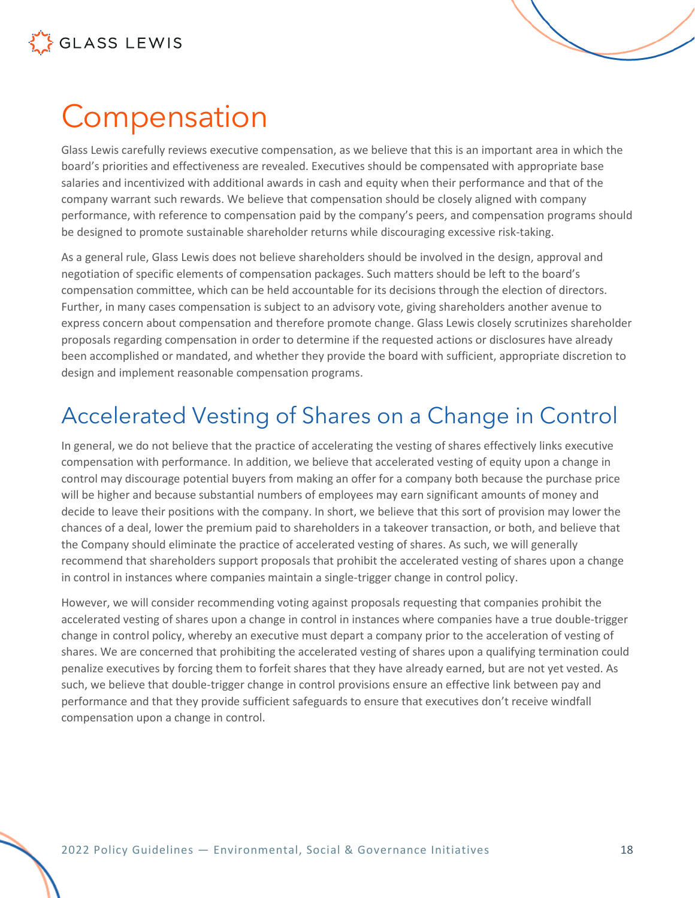# Compensation

Glass Lewis carefully reviews executive compensation, as we believe that this is an important area in which the board's priorities and effectiveness are revealed. Executives should be compensated with appropriate base salaries and incentivized with additional awards in cash and equity when their performance and that of the company warrant such rewards. We believe that compensation should be closely aligned with company performance, with reference to compensation paid by the company's peers, and compensation programs should be designed to promote sustainable shareholder returns while discouraging excessive risk-taking.

As a general rule, Glass Lewis does not believe shareholders should be involved in the design, approval and negotiation of specific elements of compensation packages. Such matters should be left to the board's compensation committee, which can be held accountable for its decisions through the election of directors. Further, in many cases compensation is subject to an advisory vote, giving shareholders another avenue to express concern about compensation and therefore promote change. Glass Lewis closely scrutinizes shareholder proposals regarding compensation in order to determine if the requested actions or disclosures have already been accomplished or mandated, and whether they provide the board with sufficient, appropriate discretion to design and implement reasonable compensation programs.

## Accelerated Vesting of Shares on a Change in Control

In general, we do not believe that the practice of accelerating the vesting of shares effectively links executive compensation with performance. In addition, we believe that accelerated vesting of equity upon a change in control may discourage potential buyers from making an offer for a company both because the purchase price will be higher and because substantial numbers of employees may earn significant amounts of money and decide to leave their positions with the company. In short, we believe that this sort of provision may lower the chances of a deal, lower the premium paid to shareholders in a takeover transaction, or both, and believe that the Company should eliminate the practice of accelerated vesting of shares. As such, we will generally recommend that shareholders support proposals that prohibit the accelerated vesting of shares upon a change in control in instances where companies maintain a single-trigger change in control policy.

However, we will consider recommending voting against proposals requesting that companies prohibit the accelerated vesting of shares upon a change in control in instances where companies have a true double-trigger change in control policy, whereby an executive must depart a company prior to the acceleration of vesting of shares. We are concerned that prohibiting the accelerated vesting of shares upon a qualifying termination could penalize executives by forcing them to forfeit shares that they have already earned, but are not yet vested. As such, we believe that double-trigger change in control provisions ensure an effective link between pay and performance and that they provide sufficient safeguards to ensure that executives don't receive windfall compensation upon a change in control.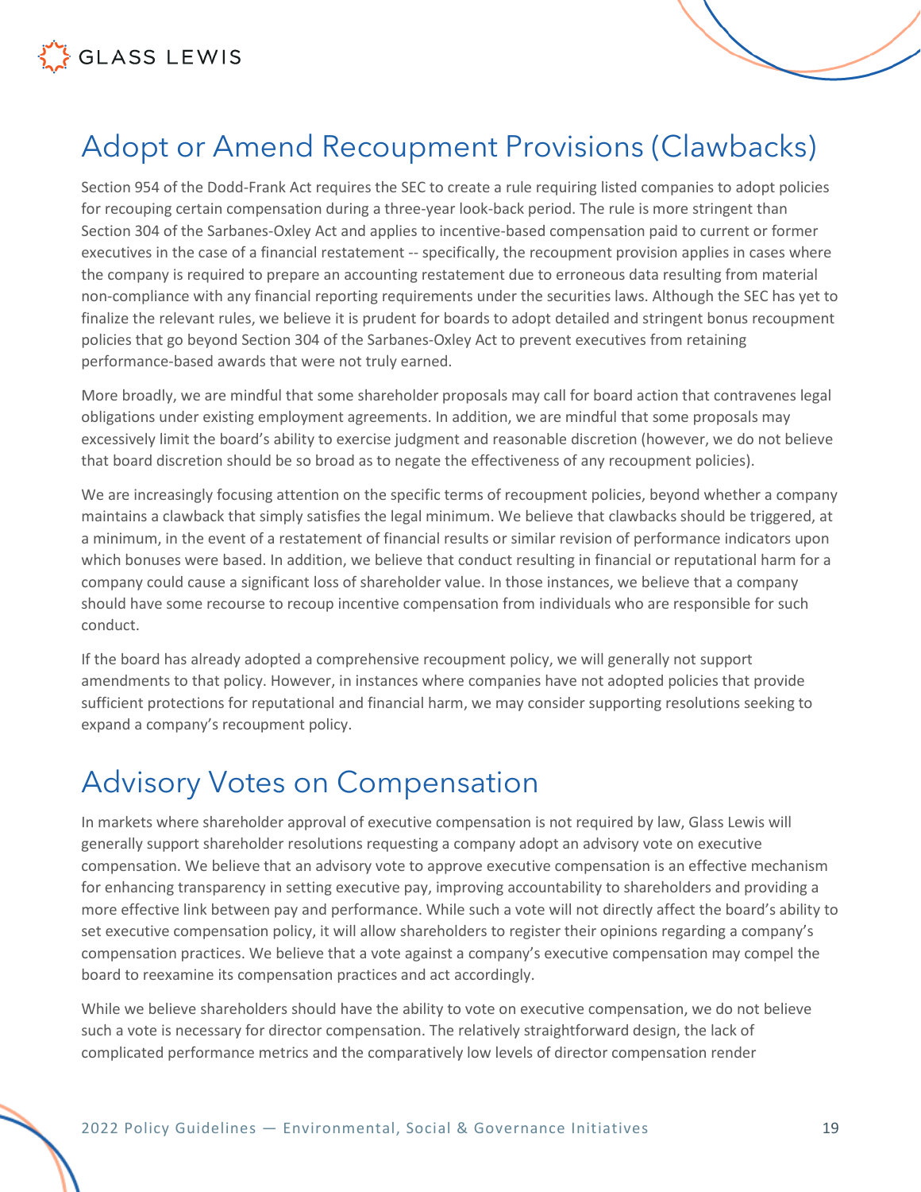## Adopt or Amend Recoupment Provisions (Clawbacks)

Section 954 of the Dodd-Frank Act requires the SEC to create a rule requiring listed companies to adopt policies for recouping certain compensation during a three-year look-back period. The rule is more stringent than Section 304 of the Sarbanes-Oxley Act and applies to incentive-based compensation paid to current or former executives in the case of a financial restatement -- specifically, the recoupment provision applies in cases where the company is required to prepare an accounting restatement due to erroneous data resulting from material non-compliance with any financial reporting requirements under the securities laws. Although the SEC has yet to finalize the relevant rules, we believe it is prudent for boards to adopt detailed and stringent bonus recoupment policies that go beyond Section 304 of the Sarbanes-Oxley Act to prevent executives from retaining performance-based awards that were not truly earned.

More broadly, we are mindful that some shareholder proposals may call for board action that contravenes legal obligations under existing employment agreements. In addition, we are mindful that some proposals may excessively limit the board's ability to exercise judgment and reasonable discretion (however, we do not believe that board discretion should be so broad as to negate the effectiveness of any recoupment policies).

We are increasingly focusing attention on the specific terms of recoupment policies, beyond whether a company maintains a clawback that simply satisfies the legal minimum. We believe that clawbacks should be triggered, at a minimum, in the event of a restatement of financial results or similar revision of performance indicators upon which bonuses were based. In addition, we believe that conduct resulting in financial or reputational harm for a company could cause a significant loss of shareholder value. In those instances, we believe that a company should have some recourse to recoup incentive compensation from individuals who are responsible for such conduct.

If the board has already adopted a comprehensive recoupment policy, we will generally not support amendments to that policy. However, in instances where companies have not adopted policies that provide sufficient protections for reputational and financial harm, we may consider supporting resolutions seeking to expand a company's recoupment policy.

## Advisory Votes on Compensation

In markets where shareholder approval of executive compensation is not required by law, Glass Lewis will generally support shareholder resolutions requesting a company adopt an advisory vote on executive compensation. We believe that an advisory vote to approve executive compensation is an effective mechanism for enhancing transparency in setting executive pay, improving accountability to shareholders and providing a more effective link between pay and performance. While such a vote will not directly affect the board's ability to set executive compensation policy, it will allow shareholders to register their opinions regarding a company's compensation practices. We believe that a vote against a company's executive compensation may compel the board to reexamine its compensation practices and act accordingly.

While we believe shareholders should have the ability to vote on executive compensation, we do not believe such a vote is necessary for director compensation. The relatively straightforward design, the lack of complicated performance metrics and the comparatively low levels of director compensation render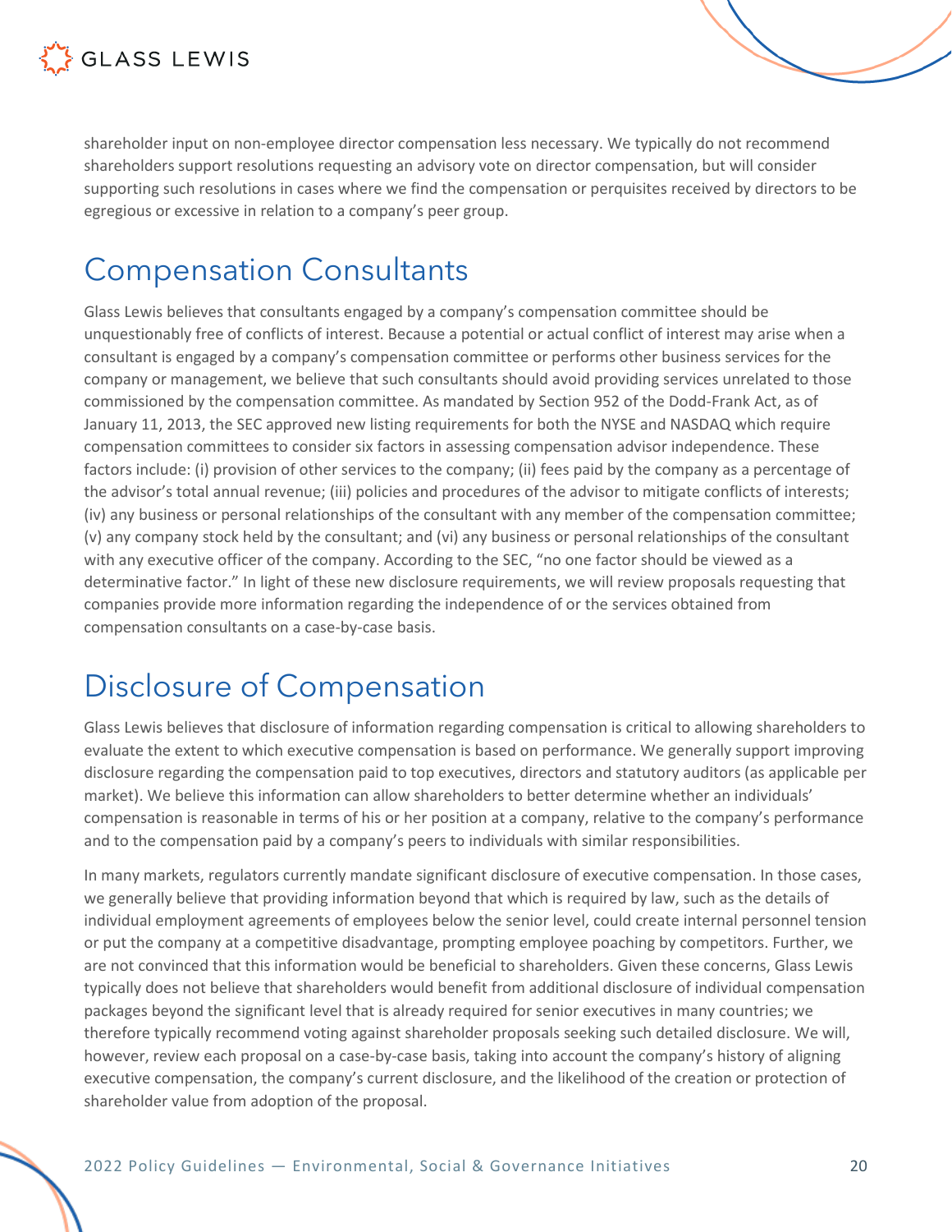shareholder input on non-employee director compensation less necessary. We typically do not recommend shareholders support resolutions requesting an advisory vote on director compensation, but will consider supporting such resolutions in cases where we find the compensation or perquisites received by directors to be egregious or excessive in relation to a company's peer group.

# Compensation Consultants

Glass Lewis believes that consultants engaged by a company's compensation committee should be unquestionably free of conflicts of interest. Because a potential or actual conflict of interest may arise when a consultant is engaged by a company's compensation committee or performs other business services for the company or management, we believe that such consultants should avoid providing services unrelated to those commissioned by the compensation committee. As mandated by Section 952 of the Dodd-Frank Act, as of January 11, 2013, the SEC approved new listing requirements for both the NYSE and NASDAQ which require compensation committees to consider six factors in assessing compensation advisor independence. These factors include: (i) provision of other services to the company; (ii) fees paid by the company as a percentage of the advisor's total annual revenue; (iii) policies and procedures of the advisor to mitigate conflicts of interests; (iv) any business or personal relationships of the consultant with any member of the compensation committee; (v) any company stock held by the consultant; and (vi) any business or personal relationships of the consultant with any executive officer of the company. According to the SEC, "no one factor should be viewed as a determinative factor." In light of these new disclosure requirements, we will review proposals requesting that companies provide more information regarding the independence of or the services obtained from compensation consultants on a case-by-case basis.

# Disclosure of Compensation

Glass Lewis believes that disclosure of information regarding compensation is critical to allowing shareholders to evaluate the extent to which executive compensation is based on performance. We generally support improving disclosure regarding the compensation paid to top executives, directors and statutory auditors (as applicable per market). We believe this information can allow shareholders to better determine whether an individuals' compensation is reasonable in terms of his or her position at a company, relative to the company's performance and to the compensation paid by a company's peers to individuals with similar responsibilities.

In many markets, regulators currently mandate significant disclosure of executive compensation. In those cases, we generally believe that providing information beyond that which is required by law, such as the details of individual employment agreements of employees below the senior level, could create internal personnel tension or put the company at a competitive disadvantage, prompting employee poaching by competitors. Further, we are not convinced that this information would be beneficial to shareholders. Given these concerns, Glass Lewis typically does not believe that shareholders would benefit from additional disclosure of individual compensation packages beyond the significant level that is already required for senior executives in many countries; we therefore typically recommend voting against shareholder proposals seeking such detailed disclosure. We will, however, review each proposal on a case-by-case basis, taking into account the company's history of aligning executive compensation, the company's current disclosure, and the likelihood of the creation or protection of shareholder value from adoption of the proposal.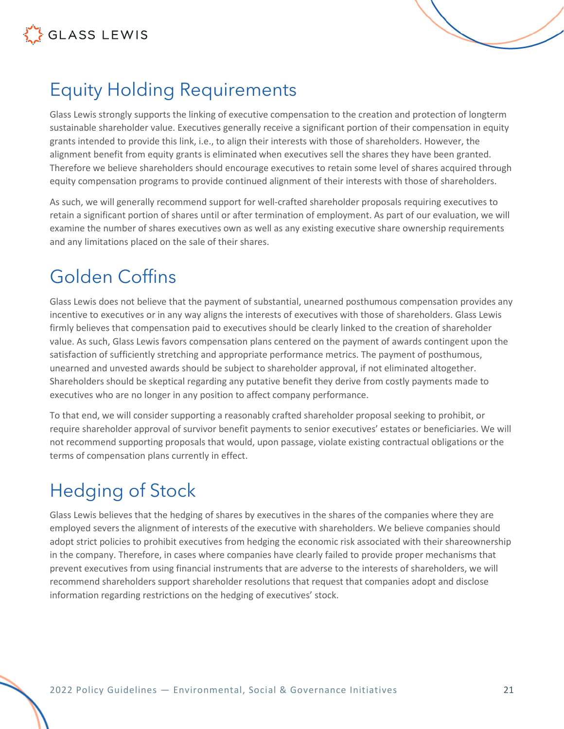## Equity Holding Requirements

Glass Lewis strongly supports the linking of executive compensation to the creation and protection of longterm sustainable shareholder value. Executives generally receive a significant portion of their compensation in equity grants intended to provide this link, i.e., to align their interests with those of shareholders. However, the alignment benefit from equity grants is eliminated when executives sell the shares they have been granted. Therefore we believe shareholders should encourage executives to retain some level of shares acquired through equity compensation programs to provide continued alignment of their interests with those of shareholders.

As such, we will generally recommend support for well-crafted shareholder proposals requiring executives to retain a significant portion of shares until or after termination of employment. As part of our evaluation, we will examine the number of shares executives own as well as any existing executive share ownership requirements and any limitations placed on the sale of their shares.

## Golden Coffins

Glass Lewis does not believe that the payment of substantial, unearned posthumous compensation provides any incentive to executives or in any way aligns the interests of executives with those of shareholders. Glass Lewis firmly believes that compensation paid to executives should be clearly linked to the creation of shareholder value. As such, Glass Lewis favors compensation plans centered on the payment of awards contingent upon the satisfaction of sufficiently stretching and appropriate performance metrics. The payment of posthumous, unearned and unvested awards should be subject to shareholder approval, if not eliminated altogether. Shareholders should be skeptical regarding any putative benefit they derive from costly payments made to executives who are no longer in any position to affect company performance.

To that end, we will consider supporting a reasonably crafted shareholder proposal seeking to prohibit, or require shareholder approval of survivor benefit payments to senior executives' estates or beneficiaries. We will not recommend supporting proposals that would, upon passage, violate existing contractual obligations or the terms of compensation plans currently in effect.

## Hedging of Stock

Glass Lewis believes that the hedging of shares by executives in the shares of the companies where they are employed severs the alignment of interests of the executive with shareholders. We believe companies should adopt strict policies to prohibit executives from hedging the economic risk associated with their shareownership in the company. Therefore, in cases where companies have clearly failed to provide proper mechanisms that prevent executives from using financial instruments that are adverse to the interests of shareholders, we will recommend shareholders support shareholder resolutions that request that companies adopt and disclose information regarding restrictions on the hedging of executives' stock.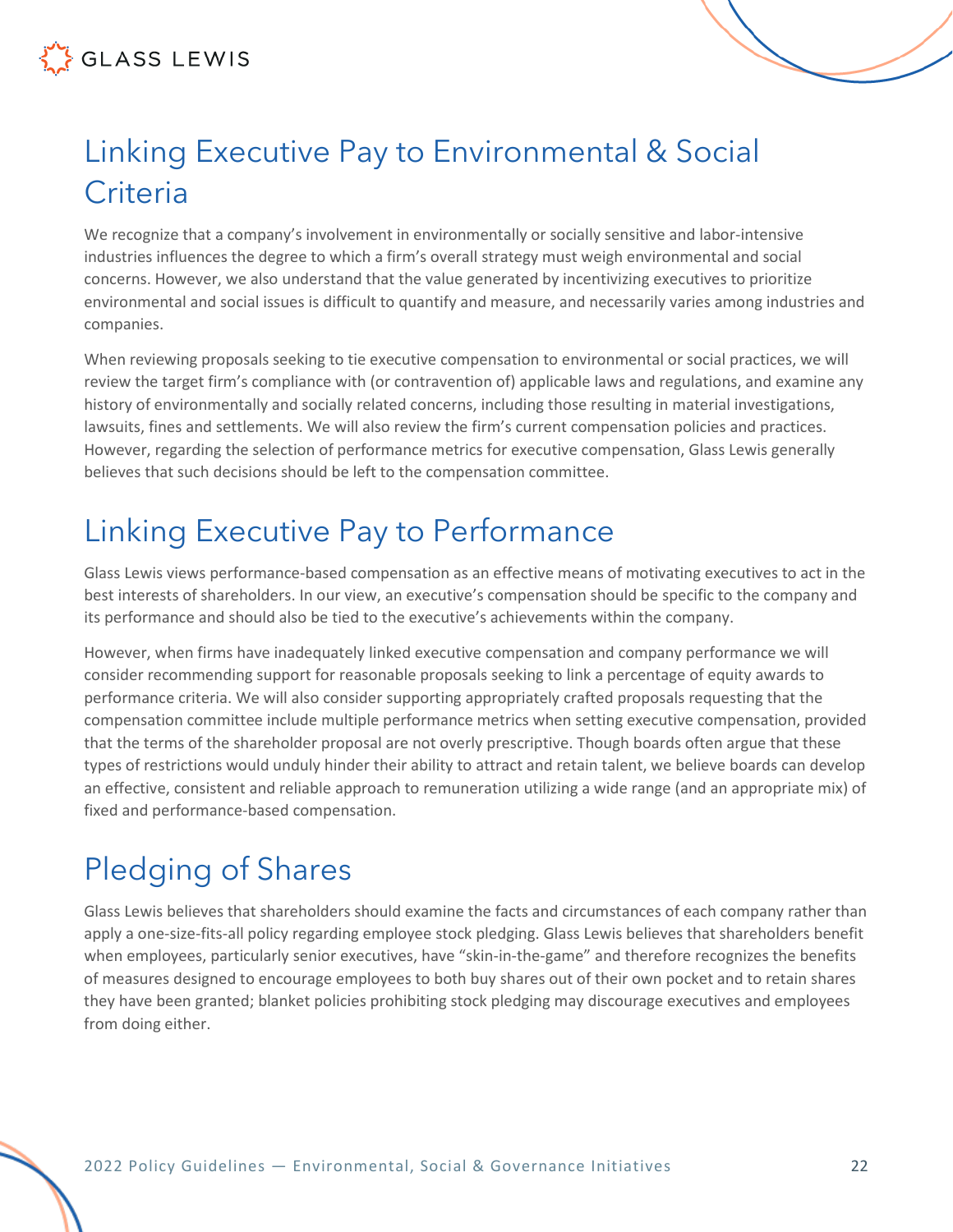## Linking Executive Pay to Environmental & Social Criteria

We recognize that a company's involvement in environmentally or socially sensitive and labor-intensive industries influences the degree to which a firm's overall strategy must weigh environmental and social concerns. However, we also understand that the value generated by incentivizing executives to prioritize environmental and social issues is difficult to quantify and measure, and necessarily varies among industries and companies.

When reviewing proposals seeking to tie executive compensation to environmental or social practices, we will review the target firm's compliance with (or contravention of) applicable laws and regulations, and examine any history of environmentally and socially related concerns, including those resulting in material investigations, lawsuits, fines and settlements. We will also review the firm's current compensation policies and practices. However, regarding the selection of performance metrics for executive compensation, Glass Lewis generally believes that such decisions should be left to the compensation committee.

## Linking Executive Pay to Performance

Glass Lewis views performance-based compensation as an effective means of motivating executives to act in the best interests of shareholders. In our view, an executive's compensation should be specific to the company and its performance and should also be tied to the executive's achievements within the company.

However, when firms have inadequately linked executive compensation and company performance we will consider recommending support for reasonable proposals seeking to link a percentage of equity awards to performance criteria. We will also consider supporting appropriately crafted proposals requesting that the compensation committee include multiple performance metrics when setting executive compensation, provided that the terms of the shareholder proposal are not overly prescriptive. Though boards often argue that these types of restrictions would unduly hinder their ability to attract and retain talent, we believe boards can develop an effective, consistent and reliable approach to remuneration utilizing a wide range (and an appropriate mix) of fixed and performance-based compensation.

## Pledging of Shares

Glass Lewis believes that shareholders should examine the facts and circumstances of each company rather than apply a one-size-fits-all policy regarding employee stock pledging. Glass Lewis believes that shareholders benefit when employees, particularly senior executives, have "skin-in-the-game" and therefore recognizes the benefits of measures designed to encourage employees to both buy shares out of their own pocket and to retain shares they have been granted; blanket policies prohibiting stock pledging may discourage executives and employees from doing either.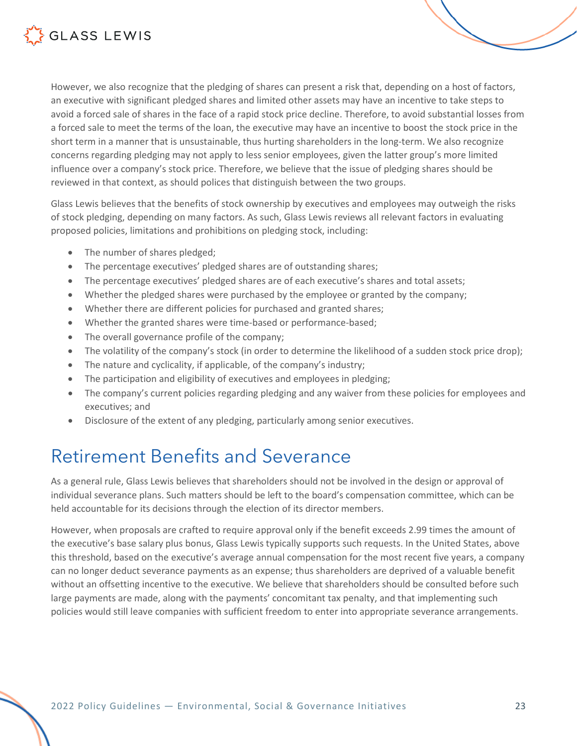However, we also recognize that the pledging of shares can present a risk that, depending on a host of factors, an executive with significant pledged shares and limited other assets may have an incentive to take steps to avoid a forced sale of shares in the face of a rapid stock price decline. Therefore, to avoid substantial losses from a forced sale to meet the terms of the loan, the executive may have an incentive to boost the stock price in the short term in a manner that is unsustainable, thus hurting shareholders in the long-term. We also recognize concerns regarding pledging may not apply to less senior employees, given the latter group's more limited influence over a company's stock price. Therefore, we believe that the issue of pledging shares should be reviewed in that context, as should polices that distinguish between the two groups.

Glass Lewis believes that the benefits of stock ownership by executives and employees may outweigh the risks of stock pledging, depending on many factors. As such, Glass Lewis reviews all relevant factors in evaluating proposed policies, limitations and prohibitions on pledging stock, including:

- The number of shares pledged;
- The percentage executives' pledged shares are of outstanding shares;
- The percentage executives' pledged shares are of each executive's shares and total assets;
- Whether the pledged shares were purchased by the employee or granted by the company;
- Whether there are different policies for purchased and granted shares;
- Whether the granted shares were time-based or performance-based;
- The overall governance profile of the company;
- The volatility of the company's stock (in order to determine the likelihood of a sudden stock price drop);
- The nature and cyclicality, if applicable, of the company's industry;
- The participation and eligibility of executives and employees in pledging;
- The company's current policies regarding pledging and any waiver from these policies for employees and executives; and
- Disclosure of the extent of any pledging, particularly among senior executives.

# Retirement Benefits and Severance

As a general rule, Glass Lewis believes that shareholders should not be involved in the design or approval of individual severance plans. Such matters should be left to the board's compensation committee, which can be held accountable for its decisions through the election of its director members.

However, when proposals are crafted to require approval only if the benefit exceeds 2.99 times the amount of the executive's base salary plus bonus, Glass Lewis typically supports such requests. In the United States, above this threshold, based on the executive's average annual compensation for the most recent five years, a company can no longer deduct severance payments as an expense; thus shareholders are deprived of a valuable benefit without an offsetting incentive to the executive. We believe that shareholders should be consulted before such large payments are made, along with the payments' concomitant tax penalty, and that implementing such policies would still leave companies with sufficient freedom to enter into appropriate severance arrangements.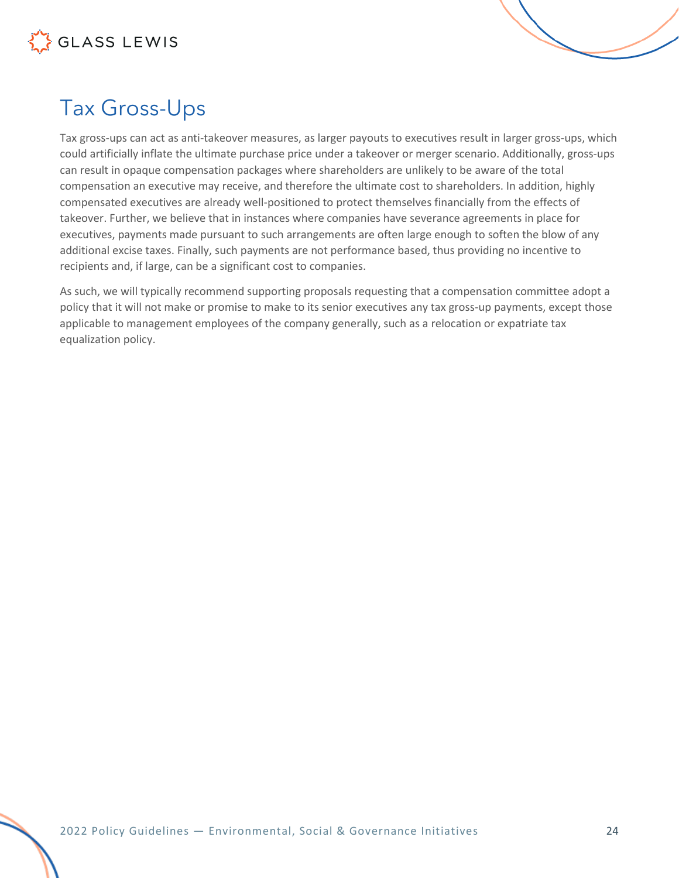## Tax Gross-Ups

Tax gross-ups can act as anti-takeover measures, as larger payouts to executives result in larger gross-ups, which could artificially inflate the ultimate purchase price under a takeover or merger scenario. Additionally, gross-ups can result in opaque compensation packages where shareholders are unlikely to be aware of the total compensation an executive may receive, and therefore the ultimate cost to shareholders. In addition, highly compensated executives are already well-positioned to protect themselves financially from the effects of takeover. Further, we believe that in instances where companies have severance agreements in place for executives, payments made pursuant to such arrangements are often large enough to soften the blow of any additional excise taxes. Finally, such payments are not performance based, thus providing no incentive to recipients and, if large, can be a significant cost to companies.

As such, we will typically recommend supporting proposals requesting that a compensation committee adopt a policy that it will not make or promise to make to its senior executives any tax gross-up payments, except those applicable to management employees of the company generally, such as a relocation or expatriate tax equalization policy.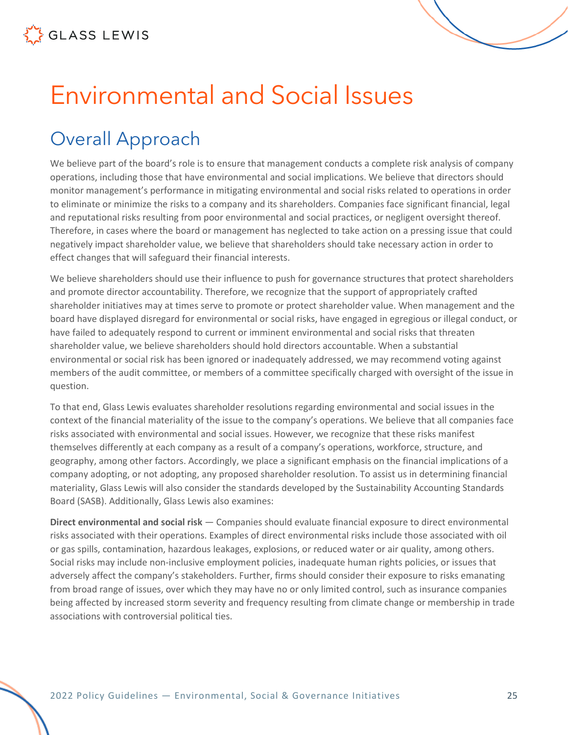# Environmental and Social Issues

## Overall Approach

We believe part of the board's role is to ensure that management conducts a complete risk analysis of company operations, including those that have environmental and social implications. We believe that directors should monitor management's performance in mitigating environmental and social risks related to operations in order to eliminate or minimize the risks to a company and its shareholders. Companies face significant financial, legal and reputational risks resulting from poor environmental and social practices, or negligent oversight thereof. Therefore, in cases where the board or management has neglected to take action on a pressing issue that could negatively impact shareholder value, we believe that shareholders should take necessary action in order to effect changes that will safeguard their financial interests.

We believe shareholders should use their influence to push for governance structures that protect shareholders and promote director accountability. Therefore, we recognize that the support of appropriately crafted shareholder initiatives may at times serve to promote or protect shareholder value. When management and the board have displayed disregard for environmental or social risks, have engaged in egregious or illegal conduct, or have failed to adequately respond to current or imminent environmental and social risks that threaten shareholder value, we believe shareholders should hold directors accountable. When a substantial environmental or social risk has been ignored or inadequately addressed, we may recommend voting against members of the audit committee, or members of a committee specifically charged with oversight of the issue in question.

To that end, Glass Lewis evaluates shareholder resolutions regarding environmental and social issues in the context of the financial materiality of the issue to the company's operations. We believe that all companies face risks associated with environmental and social issues. However, we recognize that these risks manifest themselves differently at each company as a result of a company's operations, workforce, structure, and geography, among other factors. Accordingly, we place a significant emphasis on the financial implications of a company adopting, or not adopting, any proposed shareholder resolution. To assist us in determining financial materiality, Glass Lewis will also consider the standards developed by the Sustainability Accounting Standards Board (SASB). Additionally, Glass Lewis also examines:

**Direct environmental and social risk** — Companies should evaluate financial exposure to direct environmental risks associated with their operations. Examples of direct environmental risks include those associated with oil or gas spills, contamination, hazardous leakages, explosions, or reduced water or air quality, among others. Social risks may include non-inclusive employment policies, inadequate human rights policies, or issues that adversely affect the company's stakeholders. Further, firms should consider their exposure to risks emanating from broad range of issues, over which they may have no or only limited control, such as insurance companies being affected by increased storm severity and frequency resulting from climate change or membership in trade associations with controversial political ties.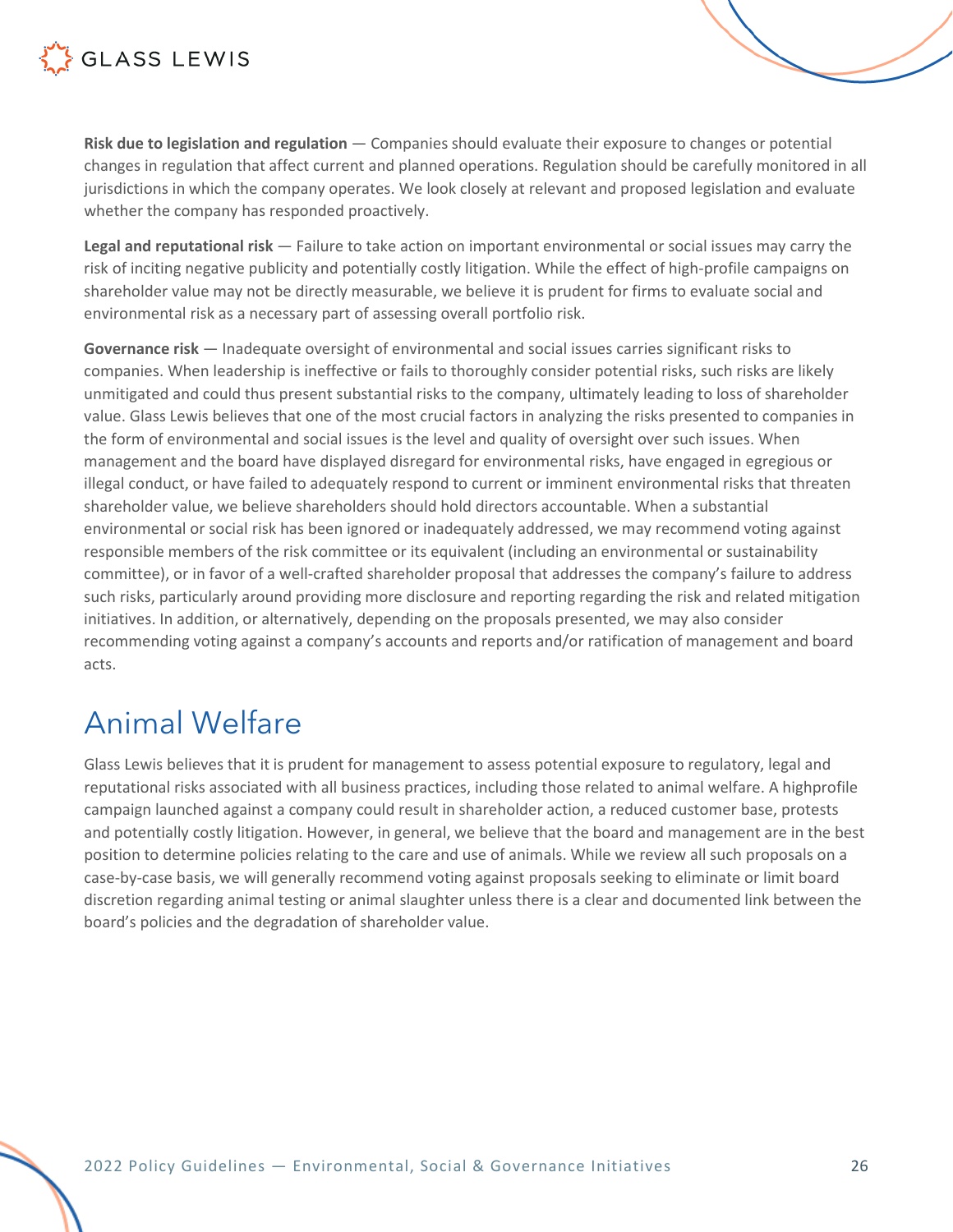**Risk due to legislation and regulation** — Companies should evaluate their exposure to changes or potential changes in regulation that affect current and planned operations. Regulation should be carefully monitored in all jurisdictions in which the company operates. We look closely at relevant and proposed legislation and evaluate whether the company has responded proactively.

**Legal and reputational risk** — Failure to take action on important environmental or social issues may carry the risk of inciting negative publicity and potentially costly litigation. While the effect of high-profile campaigns on shareholder value may not be directly measurable, we believe it is prudent for firms to evaluate social and environmental risk as a necessary part of assessing overall portfolio risk.

**Governance risk** — Inadequate oversight of environmental and social issues carries significant risks to companies. When leadership is ineffective or fails to thoroughly consider potential risks, such risks are likely unmitigated and could thus present substantial risks to the company, ultimately leading to loss of shareholder value. Glass Lewis believes that one of the most crucial factors in analyzing the risks presented to companies in the form of environmental and social issues is the level and quality of oversight over such issues. When management and the board have displayed disregard for environmental risks, have engaged in egregious or illegal conduct, or have failed to adequately respond to current or imminent environmental risks that threaten shareholder value, we believe shareholders should hold directors accountable. When a substantial environmental or social risk has been ignored or inadequately addressed, we may recommend voting against responsible members of the risk committee or its equivalent (including an environmental or sustainability committee), or in favor of a well-crafted shareholder proposal that addresses the company's failure to address such risks, particularly around providing more disclosure and reporting regarding the risk and related mitigation initiatives. In addition, or alternatively, depending on the proposals presented, we may also consider recommending voting against a company's accounts and reports and/or ratification of management and board acts.

# Animal Welfare

Glass Lewis believes that it is prudent for management to assess potential exposure to regulatory, legal and reputational risks associated with all business practices, including those related to animal welfare. A highprofile campaign launched against a company could result in shareholder action, a reduced customer base, protests and potentially costly litigation. However, in general, we believe that the board and management are in the best position to determine policies relating to the care and use of animals. While we review all such proposals on a case-by-case basis, we will generally recommend voting against proposals seeking to eliminate or limit board discretion regarding animal testing or animal slaughter unless there is a clear and documented link between the board's policies and the degradation of shareholder value.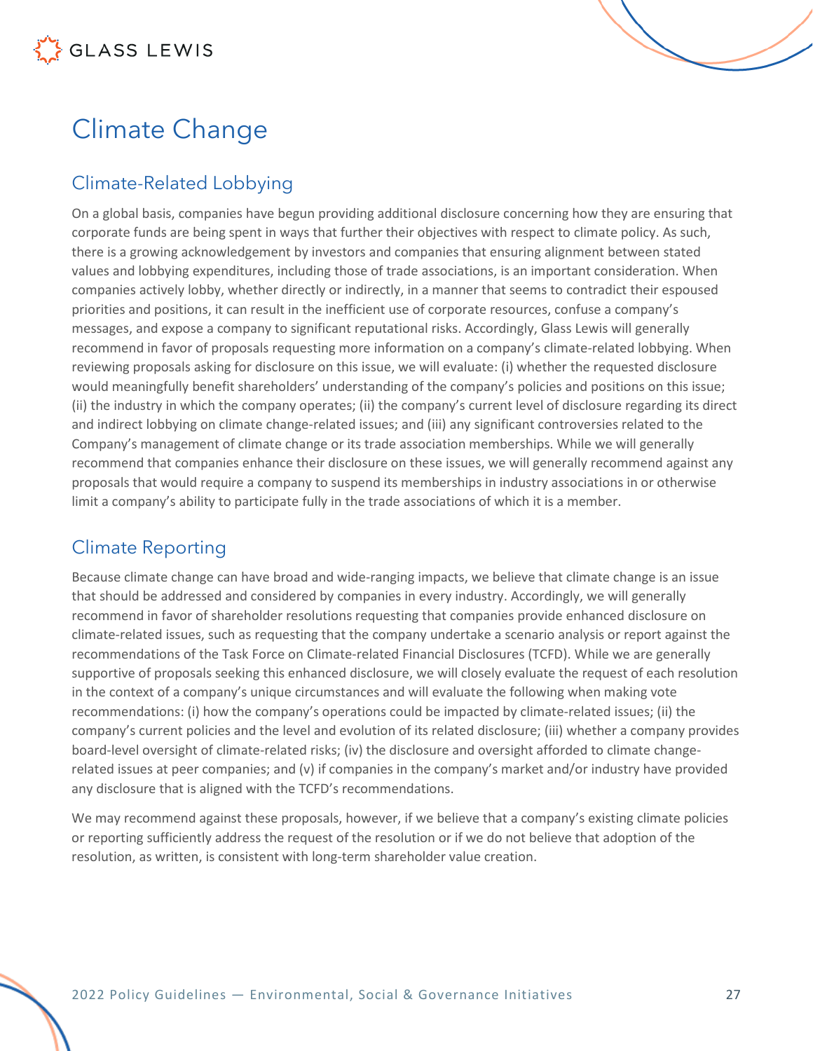# Climate Change

## Climate-Related Lobbying

On a global basis, companies have begun providing additional disclosure concerning how they are ensuring that corporate funds are being spent in ways that further their objectives with respect to climate policy. As such, there is a growing acknowledgement by investors and companies that ensuring alignment between stated values and lobbying expenditures, including those of trade associations, is an important consideration. When companies actively lobby, whether directly or indirectly, in a manner that seems to contradict their espoused priorities and positions, it can result in the inefficient use of corporate resources, confuse a company's messages, and expose a company to significant reputational risks. Accordingly, Glass Lewis will generally recommend in favor of proposals requesting more information on a company's climate-related lobbying. When reviewing proposals asking for disclosure on this issue, we will evaluate: (i) whether the requested disclosure would meaningfully benefit shareholders' understanding of the company's policies and positions on this issue; (ii) the industry in which the company operates; (ii) the company's current level of disclosure regarding its direct and indirect lobbying on climate change-related issues; and (iii) any significant controversies related to the Company's management of climate change or its trade association memberships. While we will generally recommend that companies enhance their disclosure on these issues, we will generally recommend against any proposals that would require a company to suspend its memberships in industry associations in or otherwise limit a company's ability to participate fully in the trade associations of which it is a member.

## Climate Reporting

Because climate change can have broad and wide-ranging impacts, we believe that climate change is an issue that should be addressed and considered by companies in every industry. Accordingly, we will generally recommend in favor of shareholder resolutions requesting that companies provide enhanced disclosure on climate-related issues, such as requesting that the company undertake a scenario analysis or report against the recommendations of the Task Force on Climate-related Financial Disclosures (TCFD). While we are generally supportive of proposals seeking this enhanced disclosure, we will closely evaluate the request of each resolution in the context of a company's unique circumstances and will evaluate the following when making vote recommendations: (i) how the company's operations could be impacted by climate-related issues; (ii) the company's current policies and the level and evolution of its related disclosure; (iii) whether a company provides board-level oversight of climate-related risks; (iv) the disclosure and oversight afforded to climate change-related issues at peer companies; and (v) if companies in the company's market and/or industry have provided any disclosure that is aligned with the TCFD's recommendations.

We may recommend against these proposals, however, if we believe that a company's existing climate policies or reporting sufficiently address the request of the resolution or if we do not believe that adoption of the resolution, as written, is consistent with long-term shareholder value creation.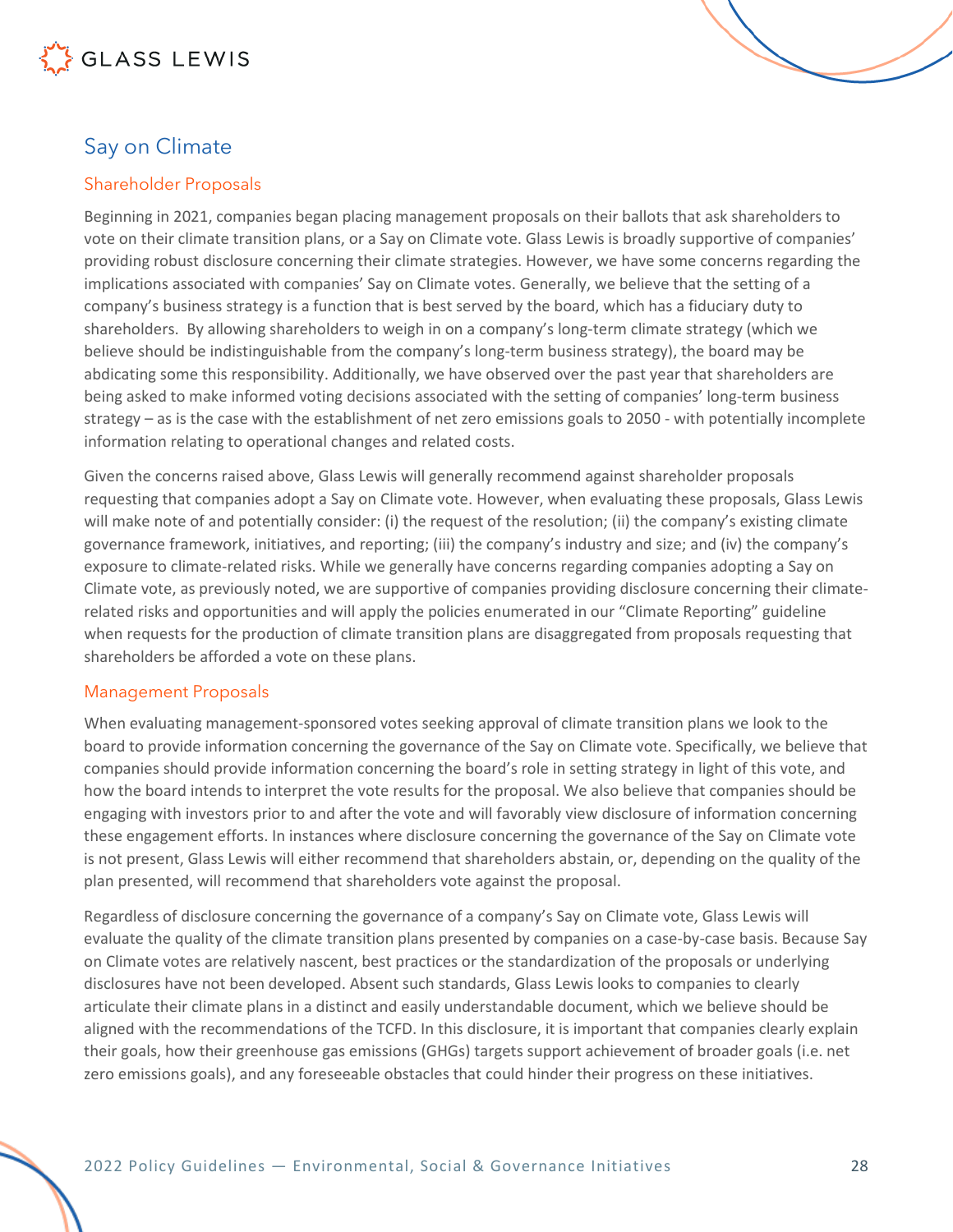## Say on Climate

### Shareholder Proposals

Beginning in 2021, companies began placing management proposals on their ballots that ask shareholders to vote on their climate transition plans, or a Say on Climate vote. Glass Lewis is broadly supportive of companies' providing robust disclosure concerning their climate strategies. However, we have some concerns regarding the implications associated with companies' Say on Climate votes. Generally, we believe that the setting of a company's business strategy is a function that is best served by the board, which has a fiduciary duty to shareholders. By allowing shareholders to weigh in on a company's long-term climate strategy (which we believe should be indistinguishable from the company's long-term business strategy), the board may be abdicating some this responsibility. Additionally, we have observed over the past year that shareholders are being asked to make informed voting decisions associated with the setting of companies' long-term business strategy – as is the case with the establishment of net zero emissions goals to 2050 - with potentially incomplete information relating to operational changes and related costs.

Given the concerns raised above, Glass Lewis will generally recommend against shareholder proposals requesting that companies adopt a Say on Climate vote. However, when evaluating these proposals, Glass Lewis will make note of and potentially consider: (i) the request of the resolution; (ii) the company's existing climate governance framework, initiatives, and reporting; (iii) the company's industry and size; and (iv) the company's exposure to climate-related risks. While we generally have concerns regarding companies adopting a Say on Climate vote, as previously noted, we are supportive of companies providing disclosure concerning their climate-related risks and opportunities and will apply the policies enumerated in our "Climate Reporting" guideline when requests for the production of climate transition plans are disaggregated from proposals requesting that shareholders be afforded a vote on these plans.

### Management Proposals

When evaluating management-sponsored votes seeking approval of climate transition plans we look to the board to provide information concerning the governance of the Say on Climate vote. Specifically, we believe that companies should provide information concerning the board's role in setting strategy in light of this vote, and how the board intends to interpret the vote results for the proposal. We also believe that companies should be engaging with investors prior to and after the vote and will favorably view disclosure of information concerning these engagement efforts. In instances where disclosure concerning the governance of the Say on Climate vote is not present, Glass Lewis will either recommend that shareholders abstain, or, depending on the quality of the plan presented, will recommend that shareholders vote against the proposal.

Regardless of disclosure concerning the governance of a company's Say on Climate vote, Glass Lewis will evaluate the quality of the climate transition plans presented by companies on a case-by-case basis. Because Say on Climate votes are relatively nascent, best practices or the standardization of the proposals or underlying disclosures have not been developed. Absent such standards, Glass Lewis looks to companies to clearly articulate their climate plans in a distinct and easily understandable document, which we believe should be aligned with the recommendations of the TCFD. In this disclosure, it is important that companies clearly explain their goals, how their greenhouse gas emissions (GHGs) targets support achievement of broader goals (i.e. net zero emissions goals), and any foreseeable obstacles that could hinder their progress on these initiatives.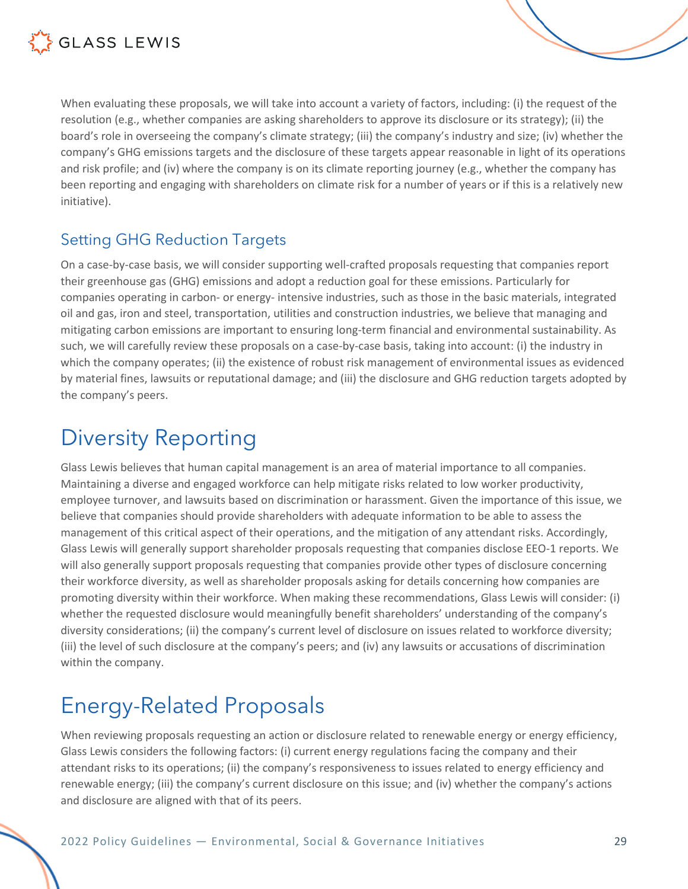When evaluating these proposals, we will take into account a variety of factors, including: (i) the request of the resolution (e.g., whether companies are asking shareholders to approve its disclosure or its strategy); (ii) the board's role in overseeing the company's climate strategy; (iii) the company's industry and size; (iv) whether the company's GHG emissions targets and the disclosure of these targets appear reasonable in light of its operations and risk profile; and (iv) where the company is on its climate reporting journey (e.g., whether the company has been reporting and engaging with shareholders on climate risk for a number of years or if this is a relatively new initiative).

### Setting GHG Reduction Targets

On a case-by-case basis, we will consider supporting well-crafted proposals requesting that companies report their greenhouse gas (GHG) emissions and adopt a reduction goal for these emissions. Particularly for companies operating in carbon- or energy- intensive industries, such as those in the basic materials, integrated oil and gas, iron and steel, transportation, utilities and construction industries, we believe that managing and mitigating carbon emissions are important to ensuring long-term financial and environmental sustainability. As such, we will carefully review these proposals on a case-by-case basis, taking into account: (i) the industry in which the company operates; (ii) the existence of robust risk management of environmental issues as evidenced by material fines, lawsuits or reputational damage; and (iii) the disclosure and GHG reduction targets adopted by the company's peers.

## Diversity Reporting

Glass Lewis believes that human capital management is an area of material importance to all companies. Maintaining a diverse and engaged workforce can help mitigate risks related to low worker productivity, employee turnover, and lawsuits based on discrimination or harassment. Given the importance of this issue, we believe that companies should provide shareholders with adequate information to be able to assess the management of this critical aspect of their operations, and the mitigation of any attendant risks. Accordingly, Glass Lewis will generally support shareholder proposals requesting that companies disclose EEO-1 reports. We will also generally support proposals requesting that companies provide other types of disclosure concerning their workforce diversity, as well as shareholder proposals asking for details concerning how companies are promoting diversity within their workforce. When making these recommendations, Glass Lewis will consider: (i) whether the requested disclosure would meaningfully benefit shareholders' understanding of the company's diversity considerations; (ii) the company's current level of disclosure on issues related to workforce diversity; (iii) the level of such disclosure at the company's peers; and (iv) any lawsuits or accusations of discrimination within the company.

## Energy-Related Proposals

When reviewing proposals requesting an action or disclosure related to renewable energy or energy efficiency, Glass Lewis considers the following factors: (i) current energy regulations facing the company and their attendant risks to its operations; (ii) the company's responsiveness to issues related to energy efficiency and renewable energy; (iii) the company's current disclosure on this issue; and (iv) whether the company's actions and disclosure are aligned with that of its peers.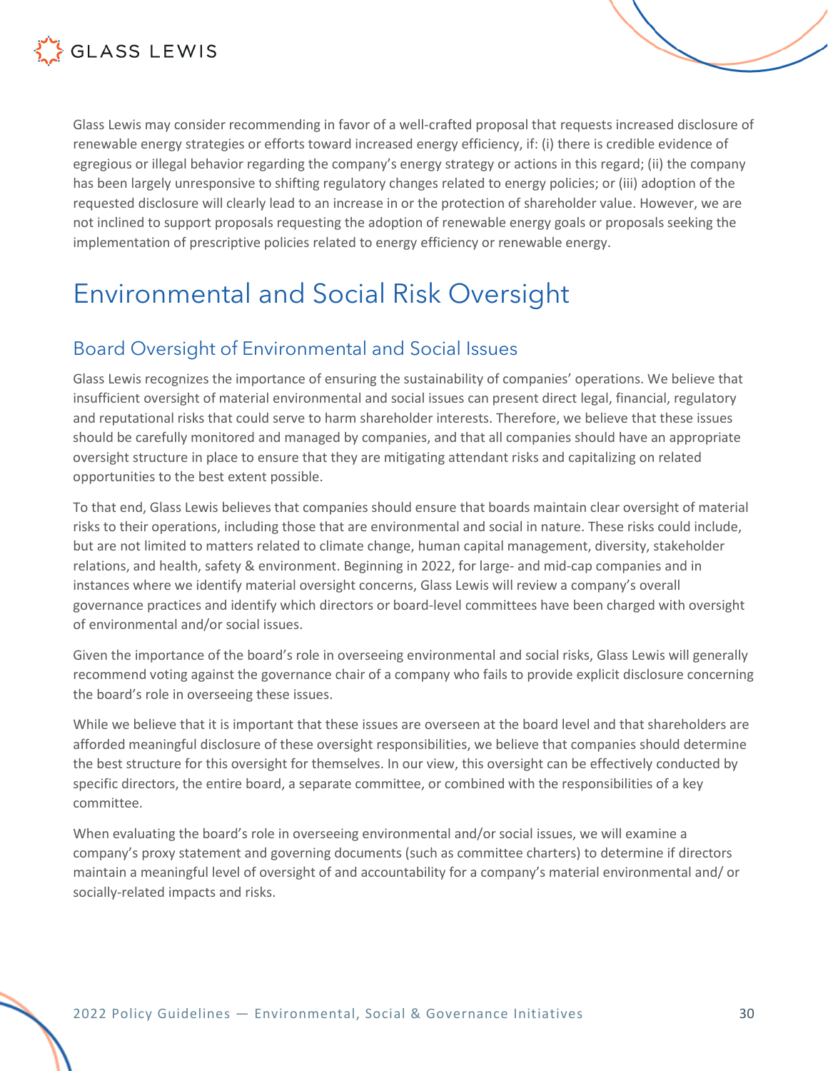Glass Lewis may consider recommending in favor of a well-crafted proposal that requests increased disclosure of renewable energy strategies or efforts toward increased energy efficiency, if: (i) there is credible evidence of egregious or illegal behavior regarding the company's energy strategy or actions in this regard; (ii) the company has been largely unresponsive to shifting regulatory changes related to energy policies; or (iii) adoption of the requested disclosure will clearly lead to an increase in or the protection of shareholder value. However, we are not inclined to support proposals requesting the adoption of renewable energy goals or proposals seeking the implementation of prescriptive policies related to energy efficiency or renewable energy.

# Environmental and Social Risk Oversight

## Board Oversight of Environmental and Social Issues

Glass Lewis recognizes the importance of ensuring the sustainability of companies' operations. We believe that insufficient oversight of material environmental and social issues can present direct legal, financial, regulatory and reputational risks that could serve to harm shareholder interests. Therefore, we believe that these issues should be carefully monitored and managed by companies, and that all companies should have an appropriate oversight structure in place to ensure that they are mitigating attendant risks and capitalizing on related opportunities to the best extent possible.

To that end, Glass Lewis believes that companies should ensure that boards maintain clear oversight of material risks to their operations, including those that are environmental and social in nature. These risks could include, but are not limited to matters related to climate change, human capital management, diversity, stakeholder relations, and health, safety & environment. Beginning in 2022, for large- and mid-cap companies and in instances where we identify material oversight concerns, Glass Lewis will review a company's overall governance practices and identify which directors or board-level committees have been charged with oversight of environmental and/or social issues.

Given the importance of the board's role in overseeing environmental and social risks, Glass Lewis will generally recommend voting against the governance chair of a company who fails to provide explicit disclosure concerning the board's role in overseeing these issues.

While we believe that it is important that these issues are overseen at the board level and that shareholders are afforded meaningful disclosure of these oversight responsibilities, we believe that companies should determine the best structure for this oversight for themselves. In our view, this oversight can be effectively conducted by specific directors, the entire board, a separate committee, or combined with the responsibilities of a key committee.

When evaluating the board's role in overseeing environmental and/or social issues, we will examine a company's proxy statement and governing documents (such as committee charters) to determine if directors maintain a meaningful level of oversight of and accountability for a company's material environmental and/ or socially-related impacts and risks.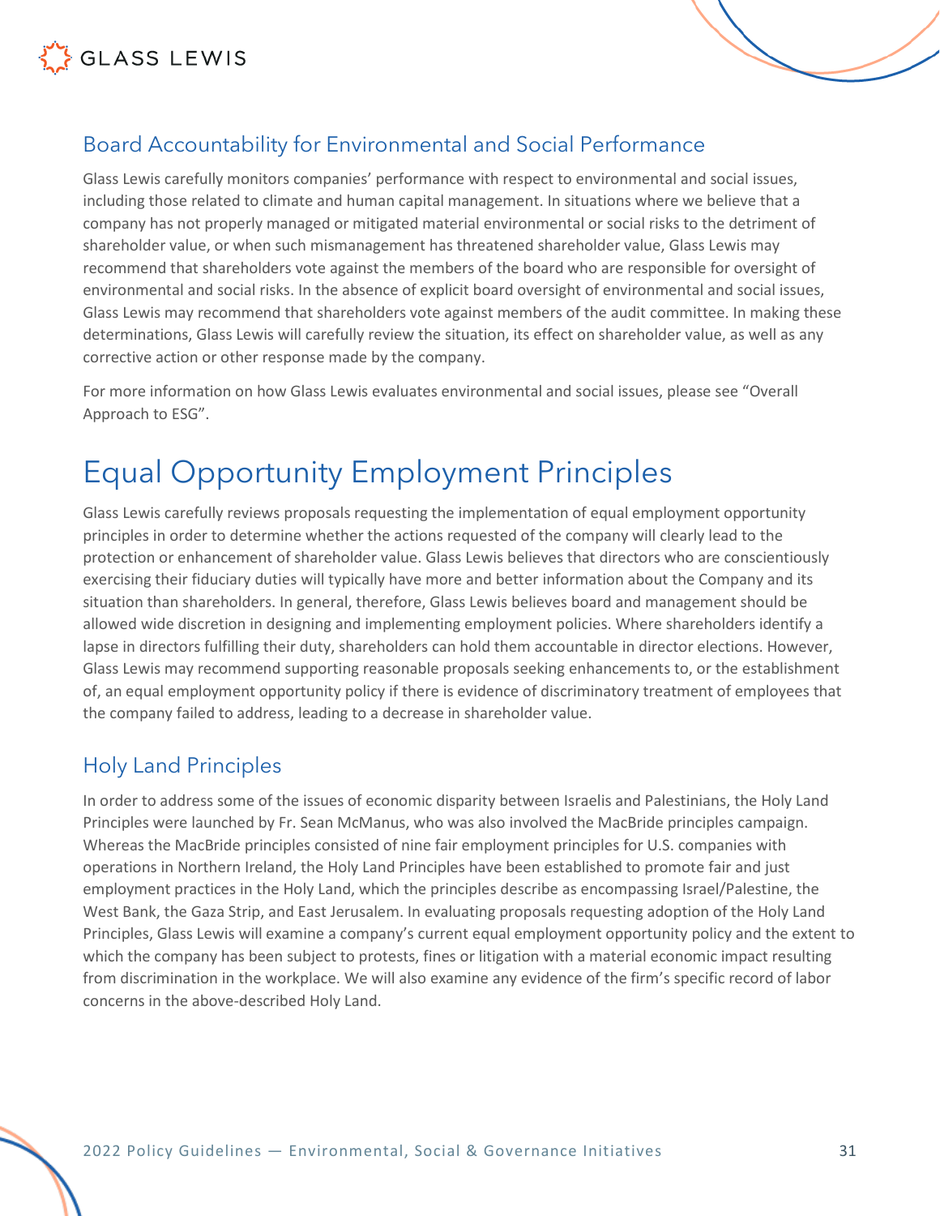## Board Accountability for Environmental and Social Performance

Glass Lewis carefully monitors companies' performance with respect to environmental and social issues, including those related to climate and human capital management. In situations where we believe that a company has not properly managed or mitigated material environmental or social risks to the detriment of shareholder value, or when such mismanagement has threatened shareholder value, Glass Lewis may recommend that shareholders vote against the members of the board who are responsible for oversight of environmental and social risks. In the absence of explicit board oversight of environmental and social issues, Glass Lewis may recommend that shareholders vote against members of the audit committee. In making these determinations, Glass Lewis will carefully review the situation, its effect on shareholder value, as well as any corrective action or other response made by the company.

For more information on how Glass Lewis evaluates environmental and social issues, please see "Overall Approach to ESG".

# Equal Opportunity Employment Principles

Glass Lewis carefully reviews proposals requesting the implementation of equal employment opportunity principles in order to determine whether the actions requested of the company will clearly lead to the protection or enhancement of shareholder value. Glass Lewis believes that directors who are conscientiously exercising their fiduciary duties will typically have more and better information about the Company and its situation than shareholders. In general, therefore, Glass Lewis believes board and management should be allowed wide discretion in designing and implementing employment policies. Where shareholders identify a lapse in directors fulfilling their duty, shareholders can hold them accountable in director elections. However, Glass Lewis may recommend supporting reasonable proposals seeking enhancements to, or the establishment of, an equal employment opportunity policy if there is evidence of discriminatory treatment of employees that the company failed to address, leading to a decrease in shareholder value.

## Holy Land Principles

In order to address some of the issues of economic disparity between Israelis and Palestinians, the Holy Land Principles were launched by Fr. Sean McManus, who was also involved the MacBride principles campaign. Whereas the MacBride principles consisted of nine fair employment principles for U.S. companies with operations in Northern Ireland, the Holy Land Principles have been established to promote fair and just employment practices in the Holy Land, which the principles describe as encompassing Israel/Palestine, the West Bank, the Gaza Strip, and East Jerusalem. In evaluating proposals requesting adoption of the Holy Land Principles, Glass Lewis will examine a company's current equal employment opportunity policy and the extent to which the company has been subject to protests, fines or litigation with a material economic impact resulting from discrimination in the workplace. We will also examine any evidence of the firm's specific record of labor concerns in the above-described Holy Land.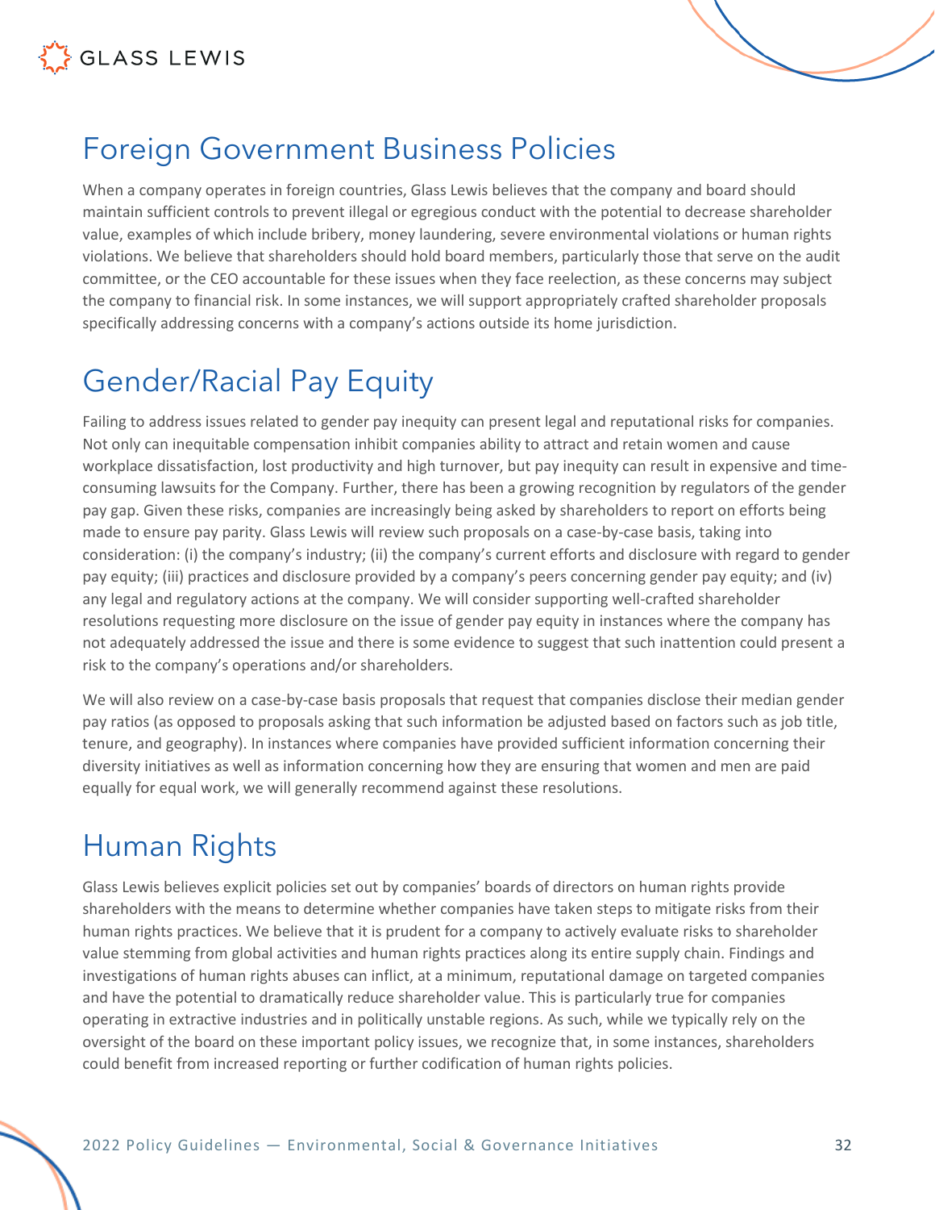## Foreign Government Business Policies

When a company operates in foreign countries, Glass Lewis believes that the company and board should maintain sufficient controls to prevent illegal or egregious conduct with the potential to decrease shareholder value, examples of which include bribery, money laundering, severe environmental violations or human rights violations. We believe that shareholders should hold board members, particularly those that serve on the audit committee, or the CEO accountable for these issues when they face reelection, as these concerns may subject the company to financial risk. In some instances, we will support appropriately crafted shareholder proposals specifically addressing concerns with a company's actions outside its home jurisdiction.

## Gender/Racial Pay Equity

Failing to address issues related to gender pay inequity can present legal and reputational risks for companies. Not only can inequitable compensation inhibit companies ability to attract and retain women and cause workplace dissatisfaction, lost productivity and high turnover, but pay inequity can result in expensive and time-consuming lawsuits for the Company. Further, there has been a growing recognition by regulators of the gender pay gap. Given these risks, companies are increasingly being asked by shareholders to report on efforts being made to ensure pay parity. Glass Lewis will review such proposals on a case-by-case basis, taking into consideration: (i) the company's industry; (ii) the company's current efforts and disclosure with regard to gender pay equity; (iii) practices and disclosure provided by a company's peers concerning gender pay equity; and (iv) any legal and regulatory actions at the company. We will consider supporting well-crafted shareholder resolutions requesting more disclosure on the issue of gender pay equity in instances where the company has not adequately addressed the issue and there is some evidence to suggest that such inattention could present a risk to the company's operations and/or shareholders.

We will also review on a case-by-case basis proposals that request that companies disclose their median gender pay ratios (as opposed to proposals asking that such information be adjusted based on factors such as job title, tenure, and geography). In instances where companies have provided sufficient information concerning their diversity initiatives as well as information concerning how they are ensuring that women and men are paid equally for equal work, we will generally recommend against these resolutions.

## Human Rights

Glass Lewis believes explicit policies set out by companies' boards of directors on human rights provide shareholders with the means to determine whether companies have taken steps to mitigate risks from their human rights practices. We believe that it is prudent for a company to actively evaluate risks to shareholder value stemming from global activities and human rights practices along its entire supply chain. Findings and investigations of human rights abuses can inflict, at a minimum, reputational damage on targeted companies and have the potential to dramatically reduce shareholder value. This is particularly true for companies operating in extractive industries and in politically unstable regions. As such, while we typically rely on the oversight of the board on these important policy issues, we recognize that, in some instances, shareholders could benefit from increased reporting or further codification of human rights policies.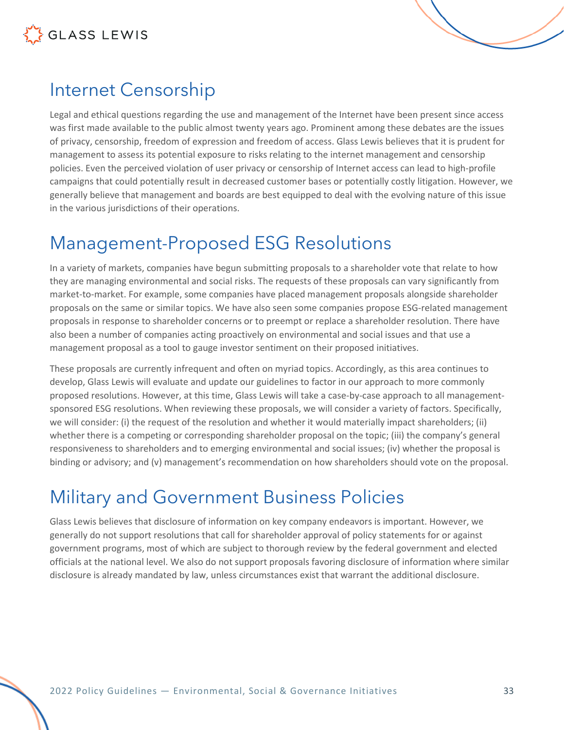## Internet Censorship

Legal and ethical questions regarding the use and management of the Internet have been present since access was first made available to the public almost twenty years ago. Prominent among these debates are the issues of privacy, censorship, freedom of expression and freedom of access. Glass Lewis believes that it is prudent for management to assess its potential exposure to risks relating to the internet management and censorship policies. Even the perceived violation of user privacy or censorship of Internet access can lead to high-profile campaigns that could potentially result in decreased customer bases or potentially costly litigation. However, we generally believe that management and boards are best equipped to deal with the evolving nature of this issue in the various jurisdictions of their operations.

## Management-Proposed ESG Resolutions

In a variety of markets, companies have begun submitting proposals to a shareholder vote that relate to how they are managing environmental and social risks. The requests of these proposals can vary significantly from market-to-market. For example, some companies have placed management proposals alongside shareholder proposals on the same or similar topics. We have also seen some companies propose ESG-related management proposals in response to shareholder concerns or to preempt or replace a shareholder resolution. There have also been a number of companies acting proactively on environmental and social issues and that use a management proposal as a tool to gauge investor sentiment on their proposed initiatives.

These proposals are currently infrequent and often on myriad topics. Accordingly, as this area continues to develop, Glass Lewis will evaluate and update our guidelines to factor in our approach to more commonly proposed resolutions. However, at this time, Glass Lewis will take a case-by-case approach to all management-sponsored ESG resolutions. When reviewing these proposals, we will consider a variety of factors. Specifically, we will consider: (i) the request of the resolution and whether it would materially impact shareholders; (ii) whether there is a competing or corresponding shareholder proposal on the topic; (iii) the company's general responsiveness to shareholders and to emerging environmental and social issues; (iv) whether the proposal is binding or advisory; and (v) management's recommendation on how shareholders should vote on the proposal.

## Military and Government Business Policies

Glass Lewis believes that disclosure of information on key company endeavors is important. However, we generally do not support resolutions that call for shareholder approval of policy statements for or against government programs, most of which are subject to thorough review by the federal government and elected officials at the national level. We also do not support proposals favoring disclosure of information where similar disclosure is already mandated by law, unless circumstances exist that warrant the additional disclosure.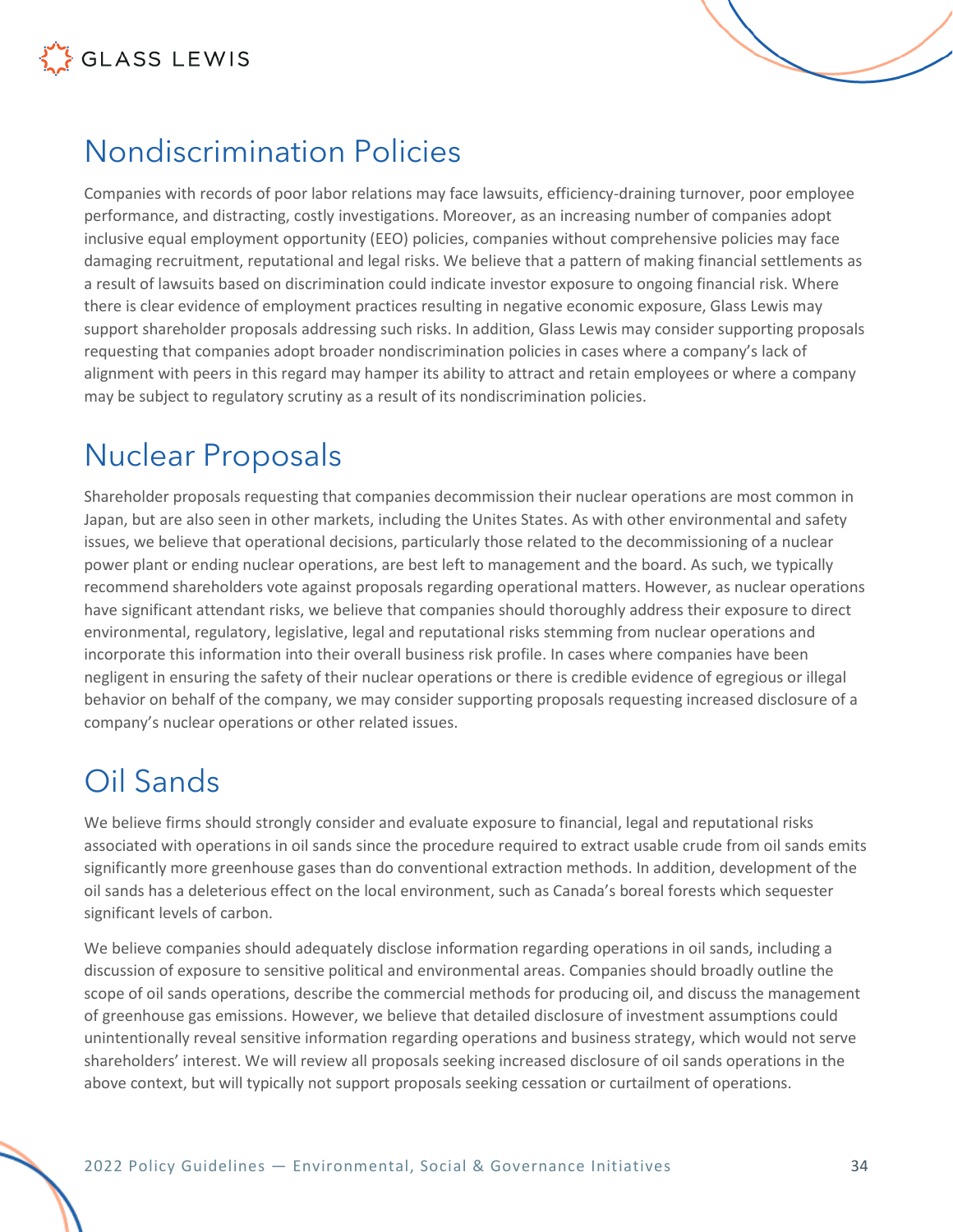## Nondiscrimination Policies

Companies with records of poor labor relations may face lawsuits, efficiency-draining turnover, poor employee performance, and distracting, costly investigations. Moreover, as an increasing number of companies adopt inclusive equal employment opportunity (EEO) policies, companies without comprehensive policies may face damaging recruitment, reputational and legal risks. We believe that a pattern of making financial settlements as a result of lawsuits based on discrimination could indicate investor exposure to ongoing financial risk. Where there is clear evidence of employment practices resulting in negative economic exposure, Glass Lewis may support shareholder proposals addressing such risks. In addition, Glass Lewis may consider supporting proposals requesting that companies adopt broader nondiscrimination policies in cases where a company's lack of alignment with peers in this regard may hamper its ability to attract and retain employees or where a company may be subject to regulatory scrutiny as a result of its nondiscrimination policies.

## Nuclear Proposals

Shareholder proposals requesting that companies decommission their nuclear operations are most common in Japan, but are also seen in other markets, including the Unites States. As with other environmental and safety issues, we believe that operational decisions, particularly those related to the decommissioning of a nuclear power plant or ending nuclear operations, are best left to management and the board. As such, we typically recommend shareholders vote against proposals regarding operational matters. However, as nuclear operations have significant attendant risks, we believe that companies should thoroughly address their exposure to direct environmental, regulatory, legislative, legal and reputational risks stemming from nuclear operations and incorporate this information into their overall business risk profile. In cases where companies have been negligent in ensuring the safety of their nuclear operations or there is credible evidence of egregious or illegal behavior on behalf of the company, we may consider supporting proposals requesting increased disclosure of a company's nuclear operations or other related issues.

## Oil Sands

We believe firms should strongly consider and evaluate exposure to financial, legal and reputational risks associated with operations in oil sands since the procedure required to extract usable crude from oil sands emits significantly more greenhouse gases than do conventional extraction methods. In addition, development of the oil sands has a deleterious effect on the local environment, such as Canada's boreal forests which sequester significant levels of carbon.

We believe companies should adequately disclose information regarding operations in oil sands, including a discussion of exposure to sensitive political and environmental areas. Companies should broadly outline the scope of oil sands operations, describe the commercial methods for producing oil, and discuss the management of greenhouse gas emissions. However, we believe that detailed disclosure of investment assumptions could unintentionally reveal sensitive information regarding operations and business strategy, which would not serve shareholders' interest. We will review all proposals seeking increased disclosure of oil sands operations in the above context, but will typically not support proposals seeking cessation or curtailment of operations.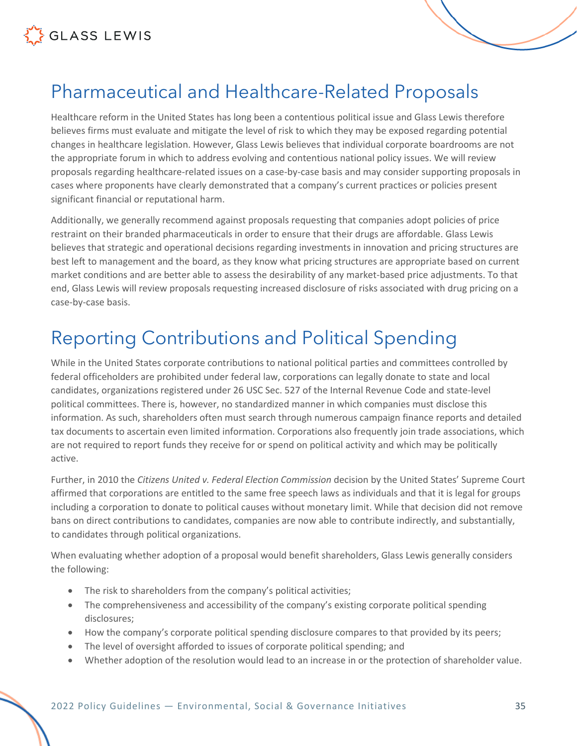## Pharmaceutical and Healthcare-Related Proposals

Healthcare reform in the United States has long been a contentious political issue and Glass Lewis therefore believes firms must evaluate and mitigate the level of risk to which they may be exposed regarding potential changes in healthcare legislation. However, Glass Lewis believes that individual corporate boardrooms are not the appropriate forum in which to address evolving and contentious national policy issues. We will review proposals regarding healthcare-related issues on a case-by-case basis and may consider supporting proposals in cases where proponents have clearly demonstrated that a company's current practices or policies present significant financial or reputational harm.

Additionally, we generally recommend against proposals requesting that companies adopt policies of price restraint on their branded pharmaceuticals in order to ensure that their drugs are affordable. Glass Lewis believes that strategic and operational decisions regarding investments in innovation and pricing structures are best left to management and the board, as they know what pricing structures are appropriate based on current market conditions and are better able to assess the desirability of any market-based price adjustments. To that end, Glass Lewis will review proposals requesting increased disclosure of risks associated with drug pricing on a case-by-case basis.

## Reporting Contributions and Political Spending

While in the United States corporate contributions to national political parties and committees controlled by federal officeholders are prohibited under federal law, corporations can legally donate to state and local candidates, organizations registered under 26 USC Sec. 527 of the Internal Revenue Code and state-level political committees. There is, however, no standardized manner in which companies must disclose this information. As such, shareholders often must search through numerous campaign finance reports and detailed tax documents to ascertain even limited information. Corporations also frequently join trade associations, which are not required to report funds they receive for or spend on political activity and which may be politically active.

Further, in 2010 the *Citizens United v. Federal Election Commission* decision by the United States' Supreme Court affirmed that corporations are entitled to the same free speech laws as individuals and that it is legal for groups including a corporation to donate to political causes without monetary limit. While that decision did not remove bans on direct contributions to candidates, companies are now able to contribute indirectly, and substantially, to candidates through political organizations.

When evaluating whether adoption of a proposal would benefit shareholders, Glass Lewis generally considers the following:

- The risk to shareholders from the company's political activities;
- The comprehensiveness and accessibility of the company's existing corporate political spending disclosures;
- How the company's corporate political spending disclosure compares to that provided by its peers;
- The level of oversight afforded to issues of corporate political spending; and
- Whether adoption of the resolution would lead to an increase in or the protection of shareholder value.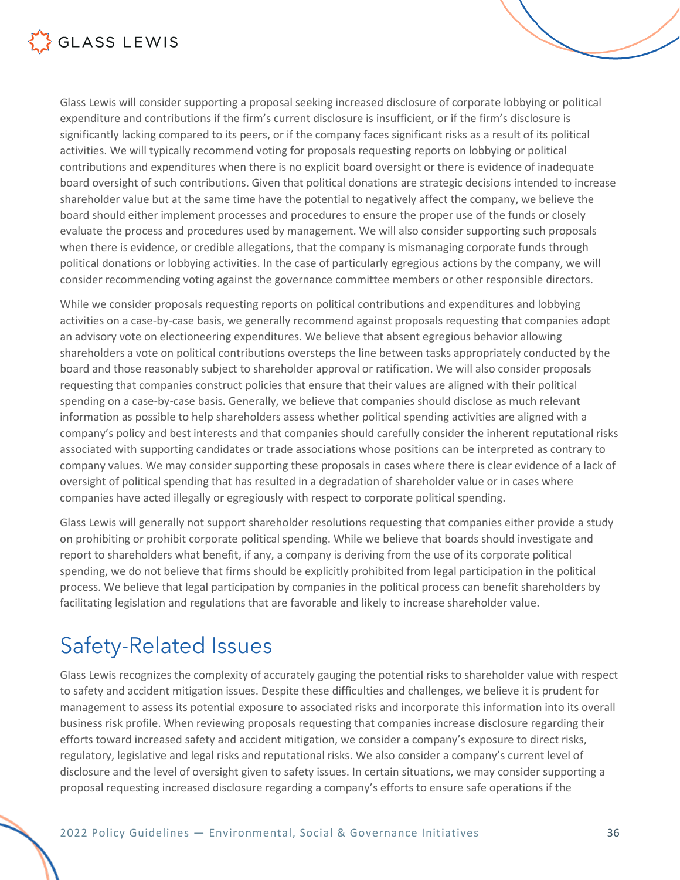Glass Lewis will consider supporting a proposal seeking increased disclosure of corporate lobbying or political expenditure and contributions if the firm's current disclosure is insufficient, or if the firm's disclosure is significantly lacking compared to its peers, or if the company faces significant risks as a result of its political activities. We will typically recommend voting for proposals requesting reports on lobbying or political contributions and expenditures when there is no explicit board oversight or there is evidence of inadequate board oversight of such contributions. Given that political donations are strategic decisions intended to increase shareholder value but at the same time have the potential to negatively affect the company, we believe the board should either implement processes and procedures to ensure the proper use of the funds or closely evaluate the process and procedures used by management. We will also consider supporting such proposals when there is evidence, or credible allegations, that the company is mismanaging corporate funds through political donations or lobbying activities. In the case of particularly egregious actions by the company, we will consider recommending voting against the governance committee members or other responsible directors.

While we consider proposals requesting reports on political contributions and expenditures and lobbying activities on a case-by-case basis, we generally recommend against proposals requesting that companies adopt an advisory vote on electioneering expenditures. We believe that absent egregious behavior allowing shareholders a vote on political contributions oversteps the line between tasks appropriately conducted by the board and those reasonably subject to shareholder approval or ratification. We will also consider proposals requesting that companies construct policies that ensure that their values are aligned with their political spending on a case-by-case basis. Generally, we believe that companies should disclose as much relevant information as possible to help shareholders assess whether political spending activities are aligned with a company's policy and best interests and that companies should carefully consider the inherent reputational risks associated with supporting candidates or trade associations whose positions can be interpreted as contrary to company values. We may consider supporting these proposals in cases where there is clear evidence of a lack of oversight of political spending that has resulted in a degradation of shareholder value or in cases where companies have acted illegally or egregiously with respect to corporate political spending.

Glass Lewis will generally not support shareholder resolutions requesting that companies either provide a study on prohibiting or prohibit corporate political spending. While we believe that boards should investigate and report to shareholders what benefit, if any, a company is deriving from the use of its corporate political spending, we do not believe that firms should be explicitly prohibited from legal participation in the political process. We believe that legal participation by companies in the political process can benefit shareholders by facilitating legislation and regulations that are favorable and likely to increase shareholder value.

# Safety-Related Issues

Glass Lewis recognizes the complexity of accurately gauging the potential risks to shareholder value with respect to safety and accident mitigation issues. Despite these difficulties and challenges, we believe it is prudent for management to assess its potential exposure to associated risks and incorporate this information into its overall business risk profile. When reviewing proposals requesting that companies increase disclosure regarding their efforts toward increased safety and accident mitigation, we consider a company's exposure to direct risks, regulatory, legislative and legal risks and reputational risks. We also consider a company's current level of disclosure and the level of oversight given to safety issues. In certain situations, we may consider supporting a proposal requesting increased disclosure regarding a company's efforts to ensure safe operations if the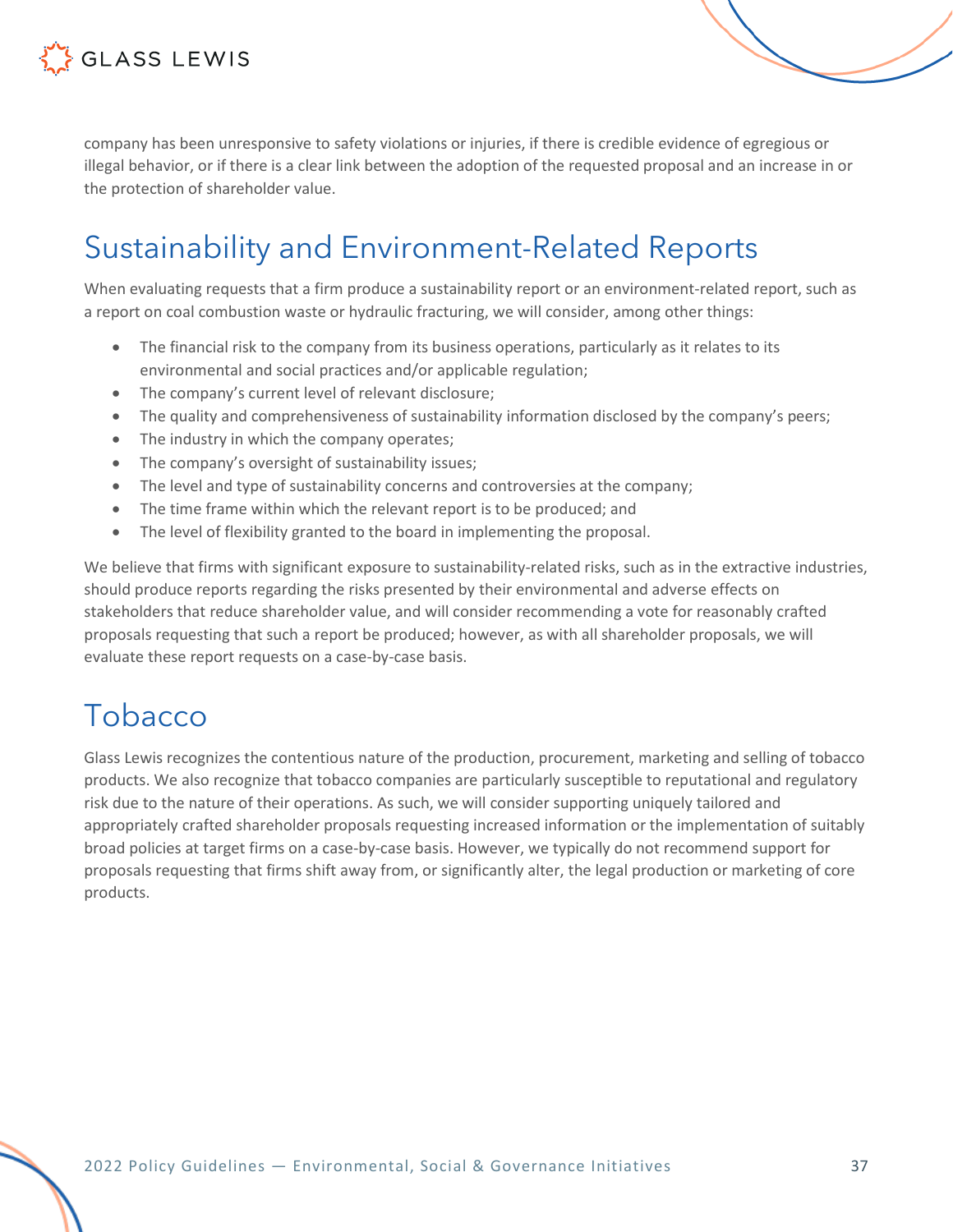company has been unresponsive to safety violations or injuries, if there is credible evidence of egregious or illegal behavior, or if there is a clear link between the adoption of the requested proposal and an increase in or the protection of shareholder value.

## Sustainability and Environment-Related Reports

When evaluating requests that a firm produce a sustainability report or an environment-related report, such as a report on coal combustion waste or hydraulic fracturing, we will consider, among other things:

- The financial risk to the company from its business operations, particularly as it relates to its environmental and social practices and/or applicable regulation;
- The company's current level of relevant disclosure;
- The quality and comprehensiveness of sustainability information disclosed by the company's peers;
- The industry in which the company operates;
- The company's oversight of sustainability issues;
- The level and type of sustainability concerns and controversies at the company;
- The time frame within which the relevant report is to be produced; and
- The level of flexibility granted to the board in implementing the proposal.

We believe that firms with significant exposure to sustainability-related risks, such as in the extractive industries, should produce reports regarding the risks presented by their environmental and adverse effects on stakeholders that reduce shareholder value, and will consider recommending a vote for reasonably crafted proposals requesting that such a report be produced; however, as with all shareholder proposals, we will evaluate these report requests on a case-by-case basis.

## Tobacco

Glass Lewis recognizes the contentious nature of the production, procurement, marketing and selling of tobacco products. We also recognize that tobacco companies are particularly susceptible to reputational and regulatory risk due to the nature of their operations. As such, we will consider supporting uniquely tailored and appropriately crafted shareholder proposals requesting increased information or the implementation of suitably broad policies at target firms on a case-by-case basis. However, we typically do not recommend support for proposals requesting that firms shift away from, or significantly alter, the legal production or marketing of core products.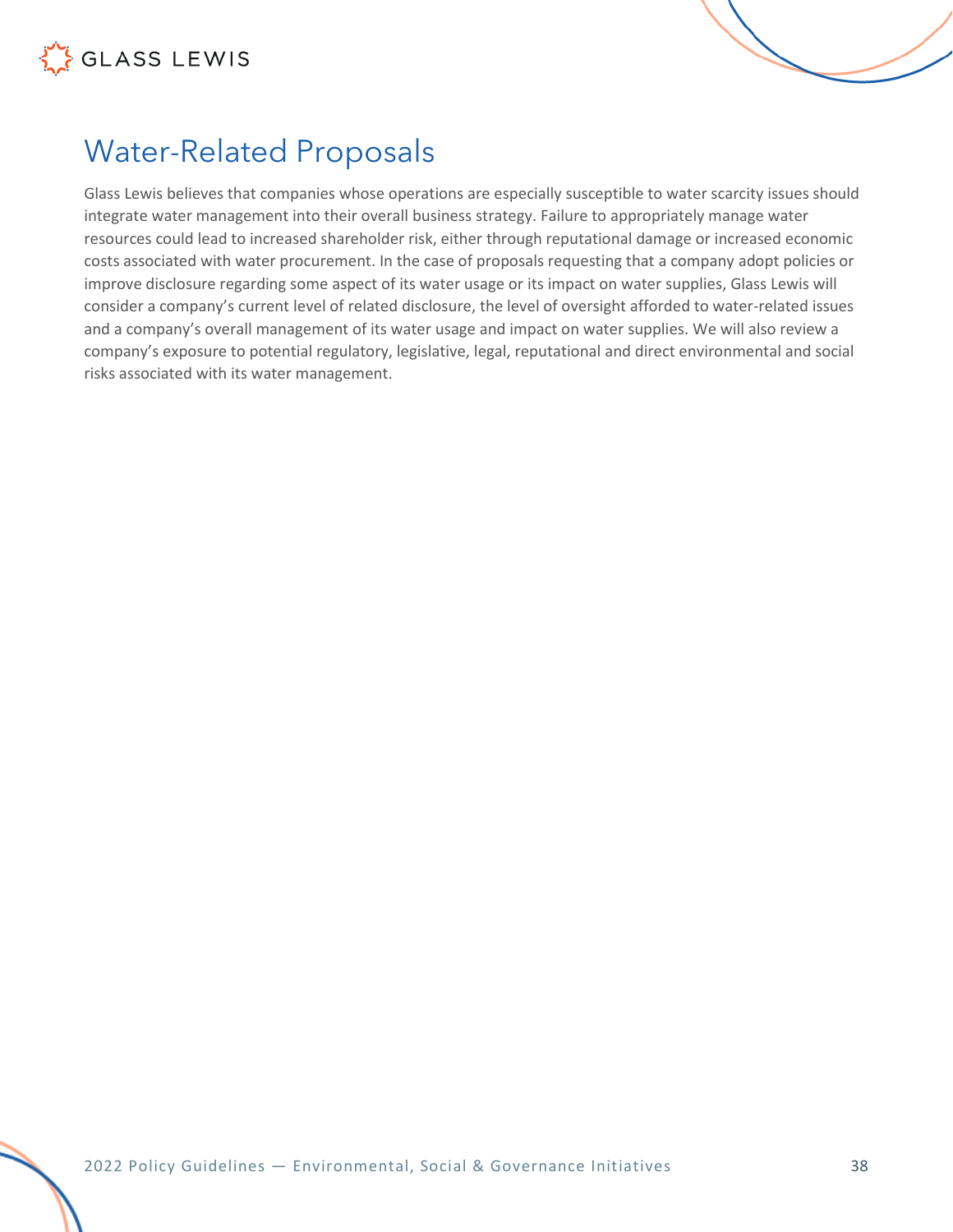## Water-Related Proposals

Glass Lewis believes that companies whose operations are especially susceptible to water scarcity issues should integrate water management into their overall business strategy. Failure to appropriately manage water resources could lead to increased shareholder risk, either through reputational damage or increased economic costs associated with water procurement. In the case of proposals requesting that a company adopt policies or improve disclosure regarding some aspect of its water usage or its impact on water supplies, Glass Lewis will consider a company's current level of related disclosure, the level of oversight afforded to water-related issues and a company's overall management of its water usage and impact on water supplies. We will also review a company's exposure to potential regulatory, legislative, legal, reputational and direct environmental and social risks associated with its water management.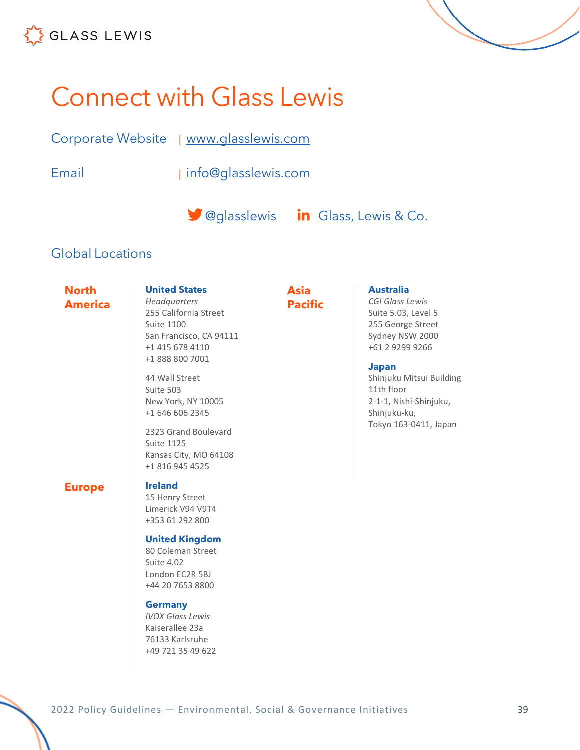# Connect with Glass Lewis

Corporate Website | www.glasslewis.com

Email | info@glasslewis.com

@glasslewis   Glass, Lewis & Co.

## Global Locations

### North America

**United States**
*Headquarters*
255 California Street
Suite 1100
San Francisco, CA 94111
+1 415 678 4110
+1 888 800 7001

44 Wall Street
Suite 503
New York, NY 10005
+1 646 606 2345

2323 Grand Boulevard
Suite 1125
Kansas City, MO 64108
+1 816 945 4525

### Europe

**Ireland**
15 Henry Street
Limerick V94 V9T4
+353 61 292 800

**United Kingdom**
80 Coleman Street
Suite 4.02
London EC2R 5BJ
+44 20 7653 8800

**Germany**
*IVOX Glass Lewis*
Kaiserallee 23a
76133 Karlsruhe
+49 721 35 49 622

### Asia Pacific

**Australia**
*CGI Glass Lewis*
Suite 5.03, Level 5
255 George Street
Sydney NSW 2000
+61 2 9299 9266

**Japan**
Shinjuku Mitsui Building
11th floor
2-1-1, Nishi-Shinjuku,
Shinjuku-ku,
Tokyo 163-0411, Japan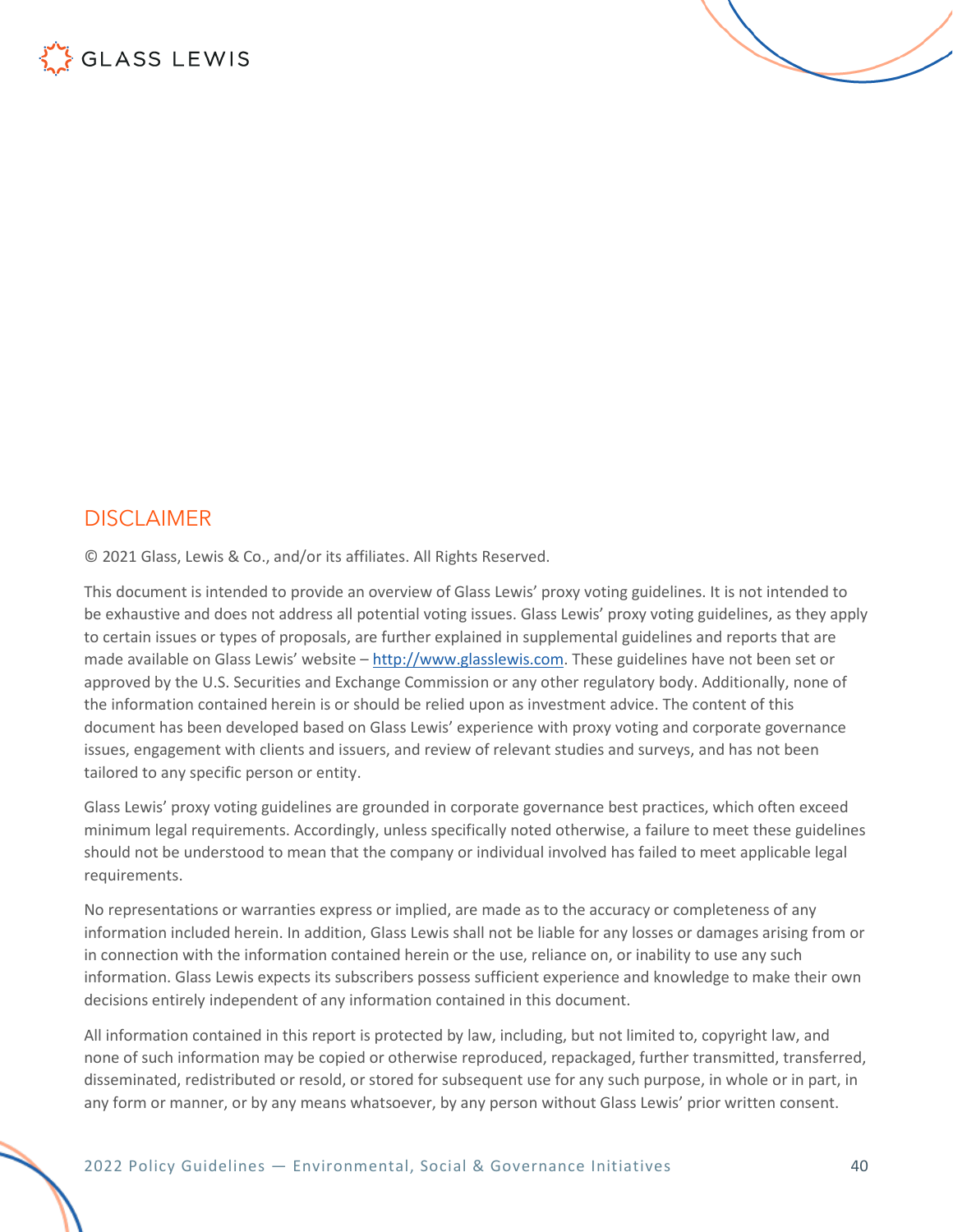## DISCLAIMER

© 2021 Glass, Lewis & Co., and/or its affiliates. All Rights Reserved.

This document is intended to provide an overview of Glass Lewis' proxy voting guidelines. It is not intended to be exhaustive and does not address all potential voting issues. Glass Lewis' proxy voting guidelines, as they apply to certain issues or types of proposals, are further explained in supplemental guidelines and reports that are made available on Glass Lewis' website – [http://www.glasslewis.com](http://www.glasslewis.com). These guidelines have not been set or approved by the U.S. Securities and Exchange Commission or any other regulatory body. Additionally, none of the information contained herein is or should be relied upon as investment advice. The content of this document has been developed based on Glass Lewis' experience with proxy voting and corporate governance issues, engagement with clients and issuers, and review of relevant studies and surveys, and has not been tailored to any specific person or entity.

Glass Lewis' proxy voting guidelines are grounded in corporate governance best practices, which often exceed minimum legal requirements. Accordingly, unless specifically noted otherwise, a failure to meet these guidelines should not be understood to mean that the company or individual involved has failed to meet applicable legal requirements.

No representations or warranties express or implied, are made as to the accuracy or completeness of any information included herein. In addition, Glass Lewis shall not be liable for any losses or damages arising from or in connection with the information contained herein or the use, reliance on, or inability to use any such information. Glass Lewis expects its subscribers possess sufficient experience and knowledge to make their own decisions entirely independent of any information contained in this document.

All information contained in this report is protected by law, including, but not limited to, copyright law, and none of such information may be copied or otherwise reproduced, repackaged, further transmitted, transferred, disseminated, redistributed or resold, or stored for subsequent use for any such purpose, in whole or in part, in any form or manner, or by any means whatsoever, by any person without Glass Lewis' prior written consent.